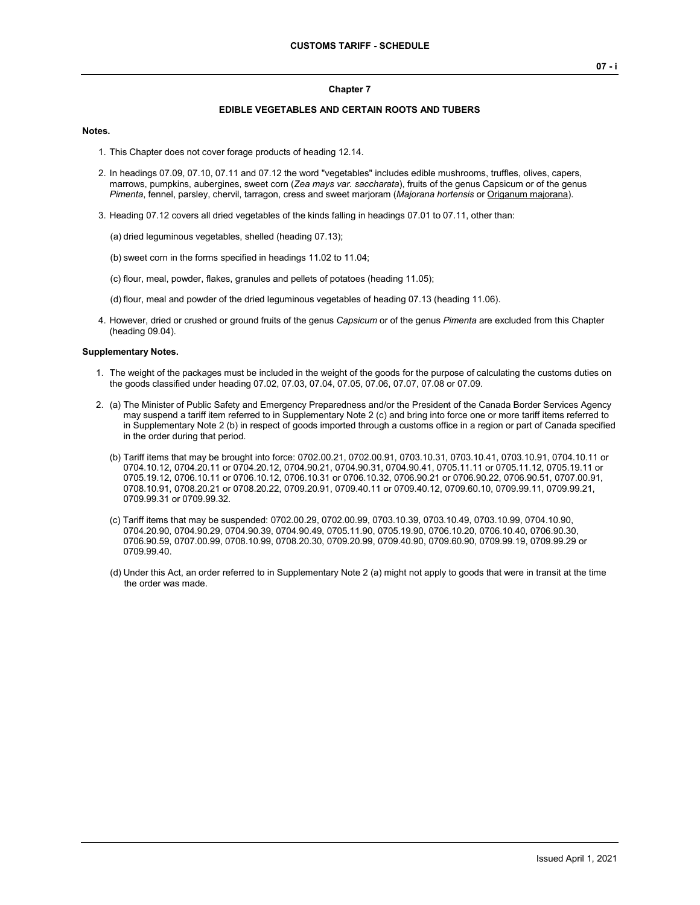## Chapter 7

## EDIBLE VEGETABLES AND CERTAIN ROOTS AND TUBERS

**Notes.**

1. This Chapter does not cover forage products of heading 12.14.

2. In headings 07.09, 07.10, 07.11 and 07.12 the word "vegetables" includes edible mushrooms, truffles, olives, capers, marrows, pumpkins, aubergines, sweet corn (*Zea mays var. saccharata*), fruits of the genus Capsicum or of the genus *Pimenta*, fennel, parsley, chervil, tarragon, cress and sweet marjoram (*Majorana hortensis* or Origanum majorana).

3. Heading 07.12 covers all dried vegetables of the kinds falling in headings 07.01 to 07.11, other than:

   (a) dried leguminous vegetables, shelled (heading 07.13);

   (b) sweet corn in the forms specified in headings 11.02 to 11.04;

   (c) flour, meal, powder, flakes, granules and pellets of potatoes (heading 11.05);

   (d) flour, meal and powder of the dried leguminous vegetables of heading 07.13 (heading 11.06).

4. However, dried or crushed or ground fruits of the genus *Capsicum* or of the genus *Pimenta* are excluded from this Chapter (heading 09.04).

**Supplementary Notes.**

1. The weight of the packages must be included in the weight of the goods for the purpose of calculating the customs duties on the goods classified under heading 07.02, 07.03, 07.04, 07.05, 07.06, 07.07, 07.08 or 07.09.

2. (a) The Minister of Public Safety and Emergency Preparedness and/or the President of the Canada Border Services Agency may suspend a tariff item referred to in Supplementary Note 2 (c) and bring into force one or more tariff items referred to in Supplementary Note 2 (b) in respect of goods imported through a customs office in a region or part of Canada specified in the order during that period.

   (b) Tariff items that may be brought into force: 0702.00.21, 0702.00.91, 0703.10.31, 0703.10.41, 0703.10.91, 0704.10.11 or 0704.10.12, 0704.20.11 or 0704.20.12, 0704.90.21, 0704.90.31, 0704.90.41, 0705.11.11 or 0705.11.12, 0705.19.11 or 0705.19.12, 0706.10.11 or 0706.10.12, 0706.10.31 or 0706.10.32, 0706.90.21 or 0706.90.22, 0706.90.51, 0707.00.91, 0708.10.91, 0708.20.21 or 0708.20.22, 0709.20.91, 0709.40.11 or 0709.40.12, 0709.60.10, 0709.99.11, 0709.99.21, 0709.99.31 or 0709.99.32.

   (c) Tariff items that may be suspended: 0702.00.29, 0702.00.99, 0703.10.39, 0703.10.49, 0703.10.99, 0704.10.90, 0704.20.90, 0704.90.29, 0704.90.39, 0704.90.49, 0705.11.90, 0705.19.90, 0706.10.20, 0706.10.40, 0706.90.30, 0706.90.59, 0707.00.99, 0708.10.99, 0708.20.30, 0709.20.99, 0709.40.90, 0709.60.90, 0709.99.19, 0709.99.29 or 0709.99.40.

   (d) Under this Act, an order referred to in Supplementary Note 2 (a) might not apply to goods that were in transit at the time the order was made.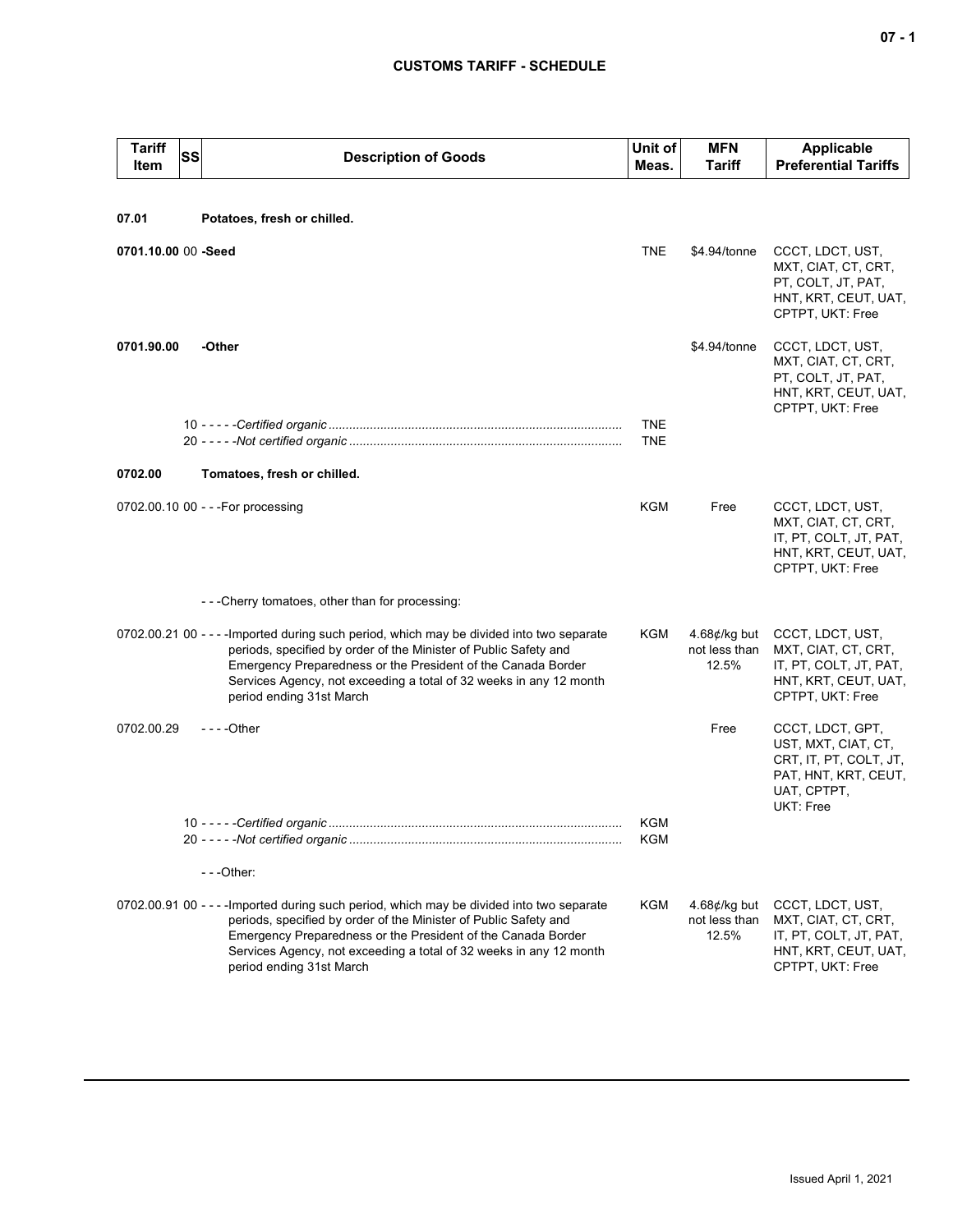## CUSTOMS TARIFF - SCHEDULE

| Tariff Item | SS | Description of Goods | Unit of Meas. | MFN Tariff | Applicable Preferential Tariffs |
|---|---|---|---|---|---|
| **07.01** | | **Potatoes, fresh or chilled.** | | | |
| **0701.10.00** | 00 | **-Seed** | TNE | $4.94/tonne | CCCT, LDCT, UST, MXT, CIAT, CT, CRT, PT, COLT, JT, PAT, HNT, KRT, CEUT, UAT, CPTPT, UKT: Free |
| **0701.90.00** | | **-Other** | | $4.94/tonne | CCCT, LDCT, UST, MXT, CIAT, CT, CRT, PT, COLT, JT, PAT, HNT, KRT, CEUT, UAT, CPTPT, UKT: Free |
| | 10 | - - - - -*Certified organic* | TNE | | |
| | 20 | - - - - -*Not certified organic* | TNE | | |
| **0702.00** | | **Tomatoes, fresh or chilled.** | | | |
| 0702.00.10 | 00 | - - -For processing | KGM | Free | CCCT, LDCT, UST, MXT, CIAT, CT, CRT, IT, PT, COLT, JT, PAT, HNT, KRT, CEUT, UAT, CPTPT, UKT: Free |
| | | - - -Cherry tomatoes, other than for processing: | | | |
| 0702.00.21 | 00 | - - - -Imported during such period, which may be divided into two separate periods, specified by order of the Minister of Public Safety and Emergency Preparedness or the President of the Canada Border Services Agency, not exceeding a total of 32 weeks in any 12 month period ending 31st March | KGM | 4.68¢/kg but not less than 12.5% | CCCT, LDCT, UST, MXT, CIAT, CT, CRT, IT, PT, COLT, JT, PAT, HNT, KRT, CEUT, UAT, CPTPT, UKT: Free |
| 0702.00.29 | | - - - -Other | | Free | CCCT, LDCT, GPT, UST, MXT, CIAT, CT, CRT, IT, PT, COLT, JT, PAT, HNT, KRT, CEUT, UAT, CPTPT, UKT: Free |
| | 10 | - - - - -*Certified organic* | KGM | | |
| | 20 | - - - - -*Not certified organic* | KGM | | |
| | | - - -Other: | | | |
| 0702.00.91 | 00 | - - - -Imported during such period, which may be divided into two separate periods, specified by order of the Minister of Public Safety and Emergency Preparedness or the President of the Canada Border Services Agency, not exceeding a total of 32 weeks in any 12 month period ending 31st March | KGM | 4.68¢/kg but not less than 12.5% | CCCT, LDCT, UST, MXT, CIAT, CT, CRT, IT, PT, COLT, JT, PAT, HNT, KRT, CEUT, UAT, CPTPT, UKT: Free |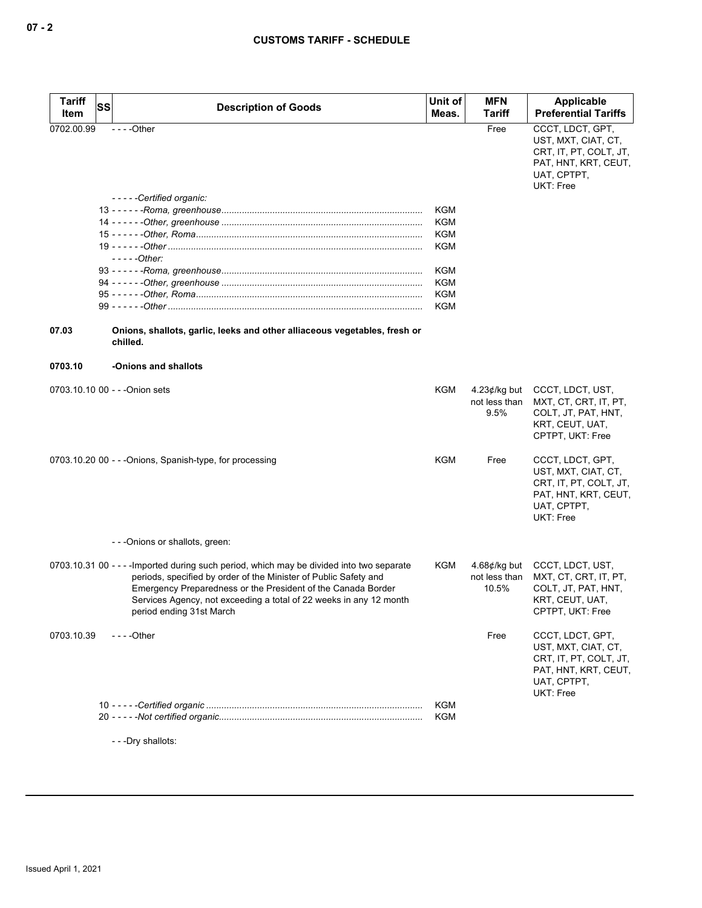| Tariff Item | SS | Description of Goods | Unit of Meas. | MFN Tariff | Applicable Preferential Tariffs |
|---|---|---|---|---|---|
| 0702.00.99 | | - - - -Other | | Free | CCCT, LDCT, GPT, UST, MXT, CIAT, CT, CRT, IT, PT, COLT, JT, PAT, HNT, KRT, CEUT, UAT, CPTPT, UKT: Free |
| | | - - - - -*Certified organic:* | | | |
| | 13 | - - - - - -*Roma, greenhouse* | KGM | | |
| | 14 | - - - - - -*Other, greenhouse* | KGM | | |
| | 15 | - - - - - -*Other, Roma* | KGM | | |
| | 19 | - - - - - -*Other* | KGM | | |
| | | - - - - -*Other:* | | | |
| | 93 | - - - - - -*Roma, greenhouse* | KGM | | |
| | 94 | - - - - - -*Other, greenhouse* | KGM | | |
| | 95 | - - - - - -*Other, Roma* | KGM | | |
| | 99 | - - - - - -*Other* | KGM | | |
| **07.03** | | **Onions, shallots, garlic, leeks and other alliaceous vegetables, fresh or chilled.** | | | |
| **0703.10** | | **-Onions and shallots** | | | |
| 0703.10.10 | 00 | - - -Onion sets | KGM | 4.23¢/kg but not less than 9.5% | CCCT, LDCT, UST, MXT, CT, CRT, IT, PT, COLT, JT, PAT, HNT, KRT, CEUT, UAT, CPTPT, UKT: Free |
| 0703.10.20 | 00 | - - -Onions, Spanish-type, for processing | KGM | Free | CCCT, LDCT, GPT, UST, MXT, CIAT, CT, CRT, IT, PT, COLT, JT, PAT, HNT, KRT, CEUT, UAT, CPTPT, UKT: Free |
| | | - - -Onions or shallots, green: | | | |
| 0703.10.31 | 00 | - - - -Imported during such period, which may be divided into two separate periods, specified by order of the Minister of Public Safety and Emergency Preparedness or the President of the Canada Border Services Agency, not exceeding a total of 22 weeks in any 12 month period ending 31st March | KGM | 4.68¢/kg but not less than 10.5% | CCCT, LDCT, UST, MXT, CT, CRT, IT, PT, COLT, JT, PAT, HNT, KRT, CEUT, UAT, CPTPT, UKT: Free |
| 0703.10.39 | | - - - -Other | | Free | CCCT, LDCT, GPT, UST, MXT, CIAT, CT, CRT, IT, PT, COLT, JT, PAT, HNT, KRT, CEUT, UAT, CPTPT, UKT: Free |
| | 10 | - - - - -*Certified organic* | KGM | | |
| | 20 | - - - - -*Not certified organic* | KGM | | |
| | | - - -Dry shallots: | | | |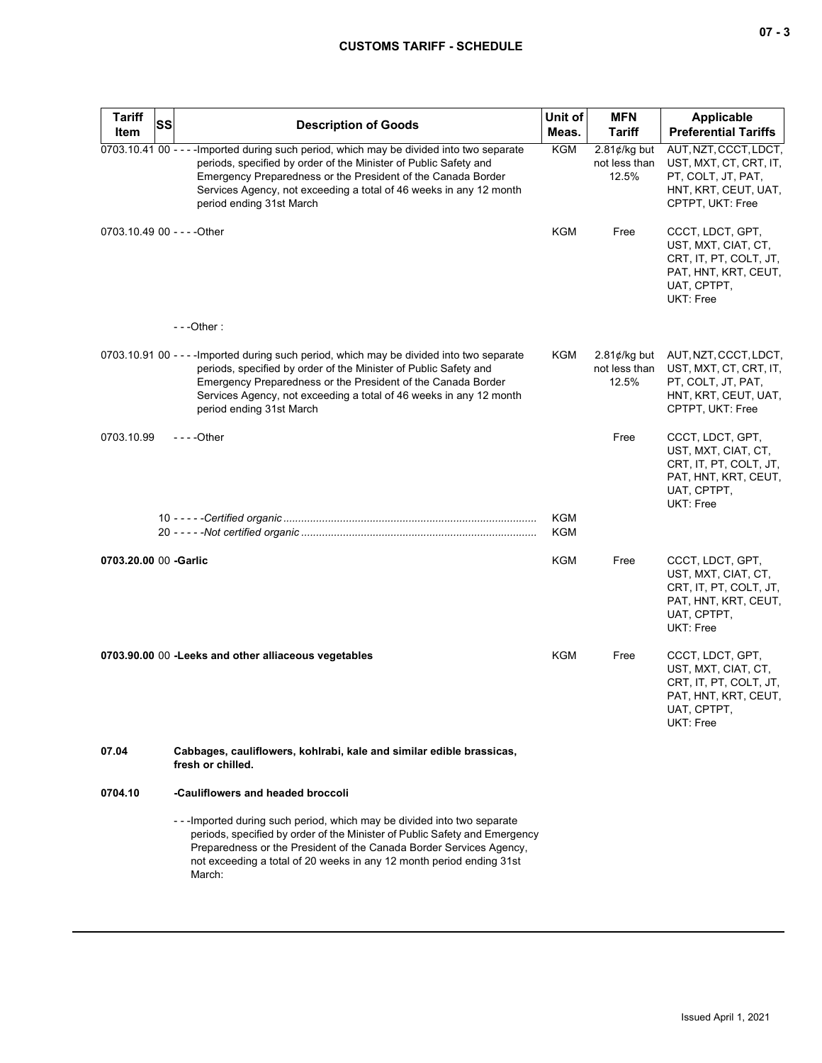| Tariff Item | SS | Description of Goods | Unit of Meas. | MFN Tariff | Applicable Preferential Tariffs |
|---|---|---|---|---|---|
| 0703.10.41 | 00 | - - - -Imported during such period, which may be divided into two separate periods, specified by order of the Minister of Public Safety and Emergency Preparedness or the President of the Canada Border Services Agency, not exceeding a total of 46 weeks in any 12 month period ending 31st March | KGM | 2.81¢/kg but not less than 12.5% | AUT, NZT, CCCT, LDCT, UST, MXT, CT, CRT, IT, PT, COLT, JT, PAT, HNT, KRT, CEUT, UAT, CPTPT, UKT: Free |
| 0703.10.49 | 00 | - - - -Other | KGM | Free | CCCT, LDCT, GPT, UST, MXT, CIAT, CT, CRT, IT, PT, COLT, JT, PAT, HNT, KRT, CEUT, UAT, CPTPT, UKT: Free |
| | | - - -Other : | | | |
| 0703.10.91 | 00 | - - - -Imported during such period, which may be divided into two separate periods, specified by order of the Minister of Public Safety and Emergency Preparedness or the President of the Canada Border Services Agency, not exceeding a total of 46 weeks in any 12 month period ending 31st March | KGM | 2.81¢/kg but not less than 12.5% | AUT, NZT, CCCT, LDCT, UST, MXT, CT, CRT, IT, PT, COLT, JT, PAT, HNT, KRT, CEUT, UAT, CPTPT, UKT: Free |
| 0703.10.99 | | - - - -Other | | Free | CCCT, LDCT, GPT, UST, MXT, CIAT, CT, CRT, IT, PT, COLT, JT, PAT, HNT, KRT, CEUT, UAT, CPTPT, UKT: Free |
| | 10 | - - - - -*Certified organic* | KGM | | |
| | 20 | - - - - -*Not certified organic* | KGM | | |
| **0703.20.00** | 00 | **-Garlic** | KGM | Free | CCCT, LDCT, GPT, UST, MXT, CIAT, CT, CRT, IT, PT, COLT, JT, PAT, HNT, KRT, CEUT, UAT, CPTPT, UKT: Free |
| **0703.90.00** | 00 | **-Leeks and other alliaceous vegetables** | KGM | Free | CCCT, LDCT, GPT, UST, MXT, CIAT, CT, CRT, IT, PT, COLT, JT, PAT, HNT, KRT, CEUT, UAT, CPTPT, UKT: Free |
| **07.04** | | **Cabbages, cauliflowers, kohlrabi, kale and similar edible brassicas, fresh or chilled.** | | | |
| **0704.10** | | **-Cauliflowers and headed broccoli** | | | |
| | | - - -Imported during such period, which may be divided into two separate periods, specified by order of the Minister of Public Safety and Emergency Preparedness or the President of the Canada Border Services Agency, not exceeding a total of 20 weeks in any 12 month period ending 31st March: | | | |

Issued April 1, 2021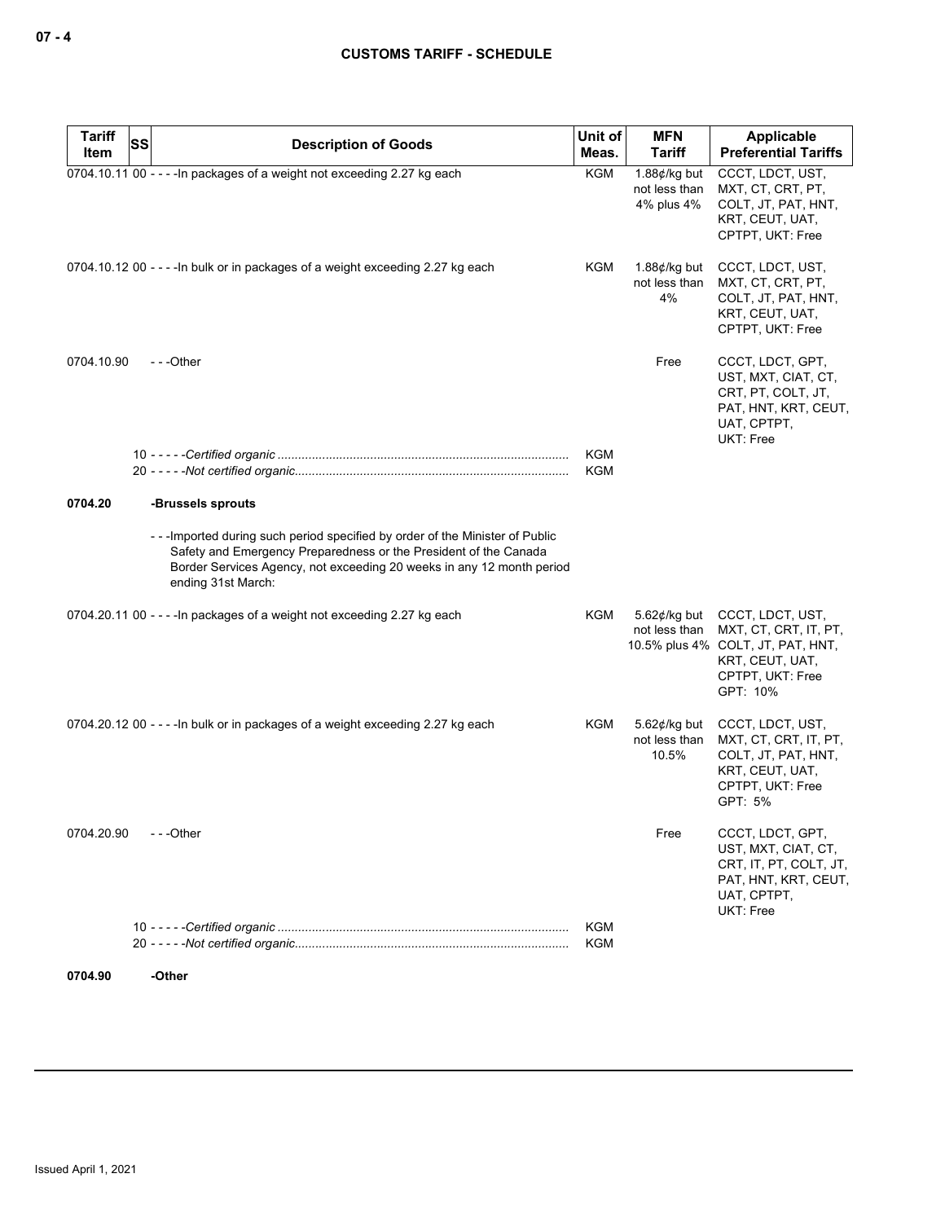| Tariff Item | SS | Description of Goods | Unit of Meas. | MFN Tariff | Applicable Preferential Tariffs |
|---|---|---|---|---|---|
| 0704.10.11 | 00 | - - - -In packages of a weight not exceeding 2.27 kg each | KGM | 1.88¢/kg but not less than 4% plus 4% | CCCT, LDCT, UST, MXT, CT, CRT, PT, COLT, JT, PAT, HNT, KRT, CEUT, UAT, CPTPT, UKT: Free |
| 0704.10.12 | 00 | - - - -In bulk or in packages of a weight exceeding 2.27 kg each | KGM | 1.88¢/kg but not less than 4% | CCCT, LDCT, UST, MXT, CT, CRT, PT, COLT, JT, PAT, HNT, KRT, CEUT, UAT, CPTPT, UKT: Free |
| 0704.10.90 | | - - -Other | | Free | CCCT, LDCT, GPT, UST, MXT, CIAT, CT, CRT, PT, COLT, JT, PAT, HNT, KRT, CEUT, UAT, CPTPT, UKT: Free |
| | 10 | - - - - -*Certified organic* | KGM | | |
| | 20 | - - - - -*Not certified organic* | KGM | | |
| **0704.20** | | **-Brussels sprouts** | | | |
| | | - - -Imported during such period specified by order of the Minister of Public Safety and Emergency Preparedness or the President of the Canada Border Services Agency, not exceeding 20 weeks in any 12 month period ending 31st March: | | | |
| 0704.20.11 | 00 | - - - -In packages of a weight not exceeding 2.27 kg each | KGM | 5.62¢/kg but not less than 10.5% plus 4% | CCCT, LDCT, UST, MXT, CT, CRT, IT, PT, COLT, JT, PAT, HNT, KRT, CEUT, UAT, CPTPT, UKT: Free<br>GPT: 10% |
| 0704.20.12 | 00 | - - - -In bulk or in packages of a weight exceeding 2.27 kg each | KGM | 5.62¢/kg but not less than 10.5% | CCCT, LDCT, UST, MXT, CT, CRT, IT, PT, COLT, JT, PAT, HNT, KRT, CEUT, UAT, CPTPT, UKT: Free<br>GPT: 5% |
| 0704.20.90 | | - - -Other | | Free | CCCT, LDCT, GPT, UST, MXT, CIAT, CT, CRT, IT, PT, COLT, JT, PAT, HNT, KRT, CEUT, UAT, CPTPT, UKT: Free |
| | 10 | - - - - -*Certified organic* | KGM | | |
| | 20 | - - - - -*Not certified organic* | KGM | | |
| **0704.90** | | **-Other** | | | |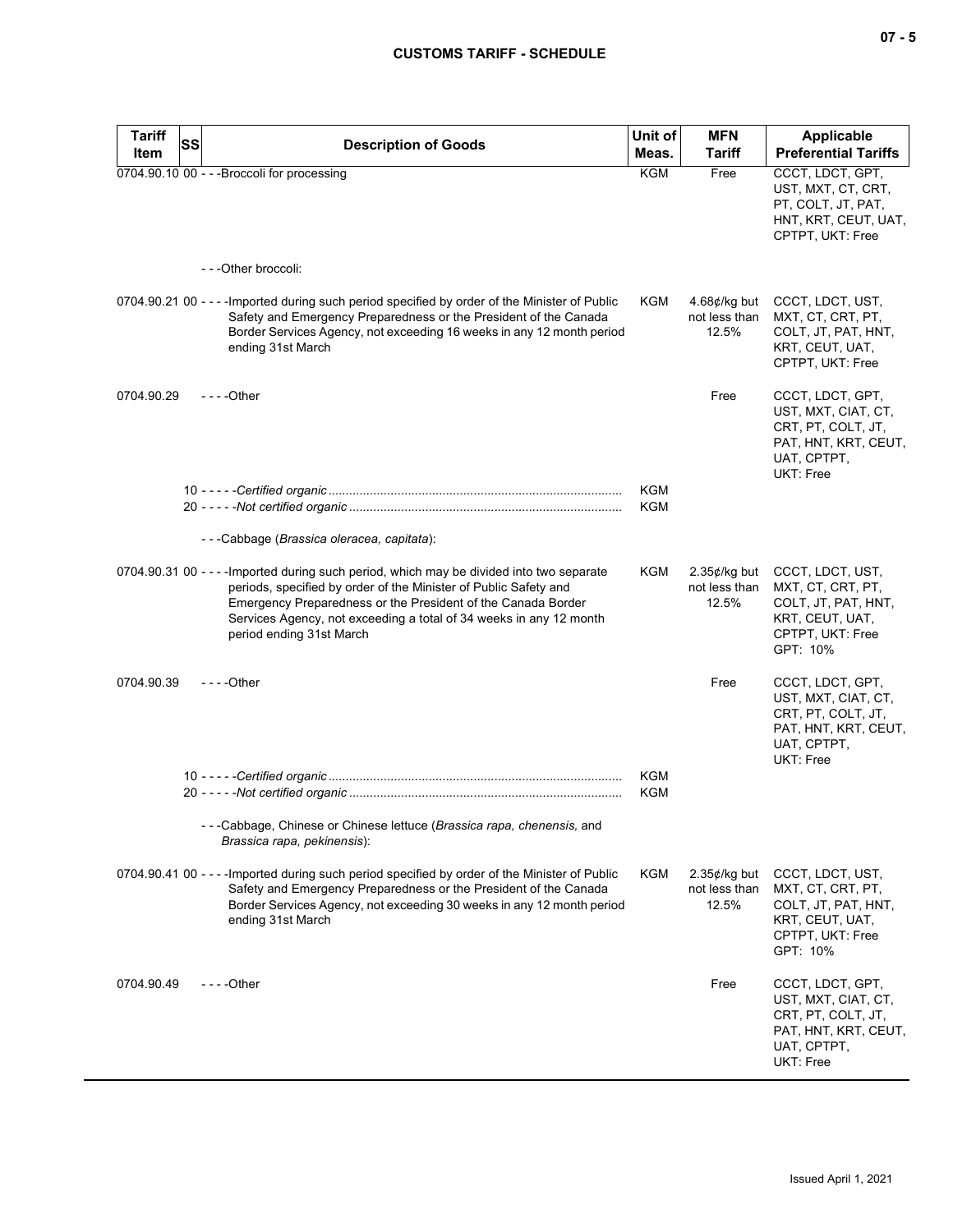| Tariff Item | SS | Description of Goods | Unit of Meas. | MFN Tariff | Applicable Preferential Tariffs |
|---|---|---|---|---|---|
| 0704.90.10 | 00 | - - -Broccoli for processing | KGM | Free | CCCT, LDCT, GPT, UST, MXT, CT, CRT, PT, COLT, JT, PAT, HNT, KRT, CEUT, UAT, CPTPT, UKT: Free |
| | | - - -Other broccoli: | | | |
| 0704.90.21 | 00 | - - - -Imported during such period specified by order of the Minister of Public Safety and Emergency Preparedness or the President of the Canada Border Services Agency, not exceeding 16 weeks in any 12 month period ending 31st March | KGM | 4.68¢/kg but not less than 12.5% | CCCT, LDCT, UST, MXT, CT, CRT, PT, COLT, JT, PAT, HNT, KRT, CEUT, UAT, CPTPT, UKT: Free |
| 0704.90.29 | | - - - -Other | | Free | CCCT, LDCT, GPT, UST, MXT, CIAT, CT, CRT, PT, COLT, JT, PAT, HNT, KRT, CEUT, UAT, CPTPT, UKT: Free |
| | 10 | - - - - -*Certified organic* | KGM | | |
| | 20 | - - - - -*Not certified organic* | KGM | | |
| | | - - -Cabbage (*Brassica oleracea, capitata*): | | | |
| 0704.90.31 | 00 | - - - -Imported during such period, which may be divided into two separate periods, specified by order of the Minister of Public Safety and Emergency Preparedness or the President of the Canada Border Services Agency, not exceeding a total of 34 weeks in any 12 month period ending 31st March | KGM | 2.35¢/kg but not less than 12.5% | CCCT, LDCT, UST, MXT, CT, CRT, PT, COLT, JT, PAT, HNT, KRT, CEUT, UAT, CPTPT, UKT: Free<br>GPT: 10% |
| 0704.90.39 | | - - - -Other | | Free | CCCT, LDCT, GPT, UST, MXT, CIAT, CT, CRT, PT, COLT, JT, PAT, HNT, KRT, CEUT, UAT, CPTPT, UKT: Free |
| | 10 | - - - - -*Certified organic* | KGM | | |
| | 20 | - - - - -*Not certified organic* | KGM | | |
| | | - - -Cabbage, Chinese or Chinese lettuce (*Brassica rapa, chenensis,* and *Brassica rapa, pekinensis*): | | | |
| 0704.90.41 | 00 | - - - -Imported during such period specified by order of the Minister of Public Safety and Emergency Preparedness or the President of the Canada Border Services Agency, not exceeding 30 weeks in any 12 month period ending 31st March | KGM | 2.35¢/kg but not less than 12.5% | CCCT, LDCT, UST, MXT, CT, CRT, PT, COLT, JT, PAT, HNT, KRT, CEUT, UAT, CPTPT, UKT: Free<br>GPT: 10% |
| 0704.90.49 | | - - - -Other | | Free | CCCT, LDCT, GPT, UST, MXT, CIAT, CT, CRT, PT, COLT, JT, PAT, HNT, KRT, CEUT, UAT, CPTPT, UKT: Free |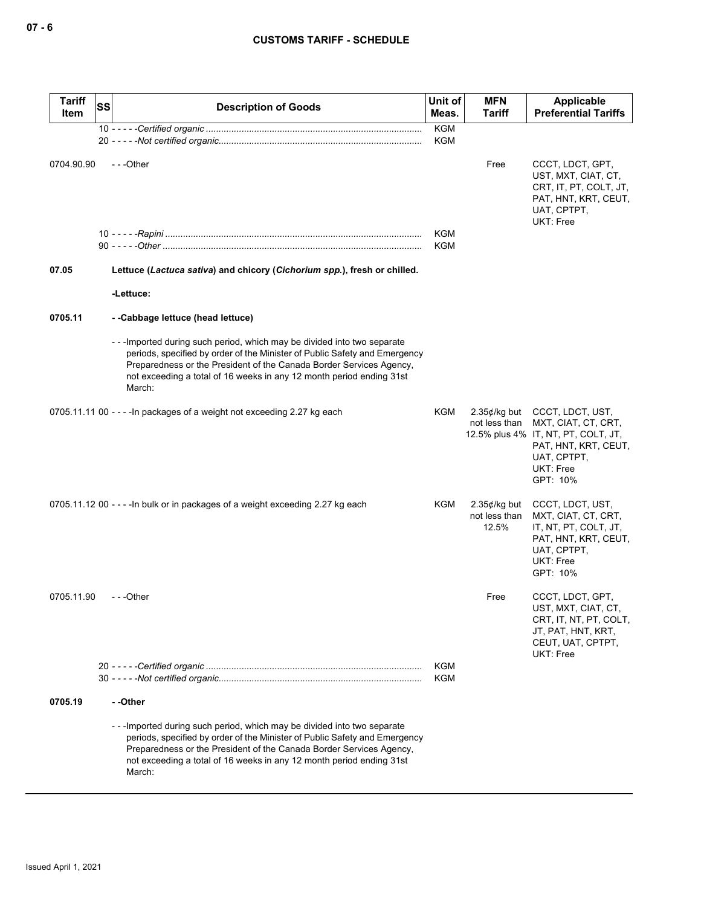| Tariff Item | SS | Description of Goods | Unit of Meas. | MFN Tariff | Applicable Preferential Tariffs |
|---|---|---|---|---|---|
| | | 10 - - - - -*Certified organic* | KGM | | |
| | | 20 - - - - -*Not certified organic* | KGM | | |
| 0704.90.90 | | - - -Other | | Free | CCCT, LDCT, GPT, UST, MXT, CIAT, CT, CRT, IT, PT, COLT, JT, PAT, HNT, KRT, CEUT, UAT, CPTPT, UKT: Free |
| | | 10 - - - - -*Rapini* | KGM | | |
| | | 90 - - - - -*Other* | KGM | | |
| **07.05** | | **Lettuce (*Lactuca sativa*) and chicory (*Cichorium spp.*), fresh or chilled.** | | | |
| | | **-Lettuce:** | | | |
| **0705.11** | | **- -Cabbage lettuce (head lettuce)** | | | |
| | | - - -Imported during such period, which may be divided into two separate periods, specified by order of the Minister of Public Safety and Emergency Preparedness or the President of the Canada Border Services Agency, not exceeding a total of 16 weeks in any 12 month period ending 31st March: | | | |
| 0705.11.11 | 00 | - - - -In packages of a weight not exceeding 2.27 kg each | KGM | 2.35¢/kg but not less than 12.5% plus 4% | CCCT, LDCT, UST, MXT, CIAT, CT, CRT, IT, NT, PT, COLT, JT, PAT, HNT, KRT, CEUT, UAT, CPTPT, UKT: Free<br>GPT: 10% |
| 0705.11.12 | 00 | - - - -In bulk or in packages of a weight exceeding 2.27 kg each | KGM | 2.35¢/kg but not less than 12.5% | CCCT, LDCT, UST, MXT, CIAT, CT, CRT, IT, NT, PT, COLT, JT, PAT, HNT, KRT, CEUT, UAT, CPTPT, UKT: Free<br>GPT: 10% |
| 0705.11.90 | | - - -Other | | Free | CCCT, LDCT, GPT, UST, MXT, CIAT, CT, CRT, IT, NT, PT, COLT, JT, PAT, HNT, KRT, CEUT, UAT, CPTPT, UKT: Free |
| | | 20 - - - - -*Certified organic* | KGM | | |
| | | 30 - - - - -*Not certified organic* | KGM | | |
| **0705.19** | | **- -Other** | | | |
| | | - - -Imported during such period, which may be divided into two separate periods, specified by order of the Minister of Public Safety and Emergency Preparedness or the President of the Canada Border Services Agency, not exceeding a total of 16 weeks in any 12 month period ending 31st March: | | | |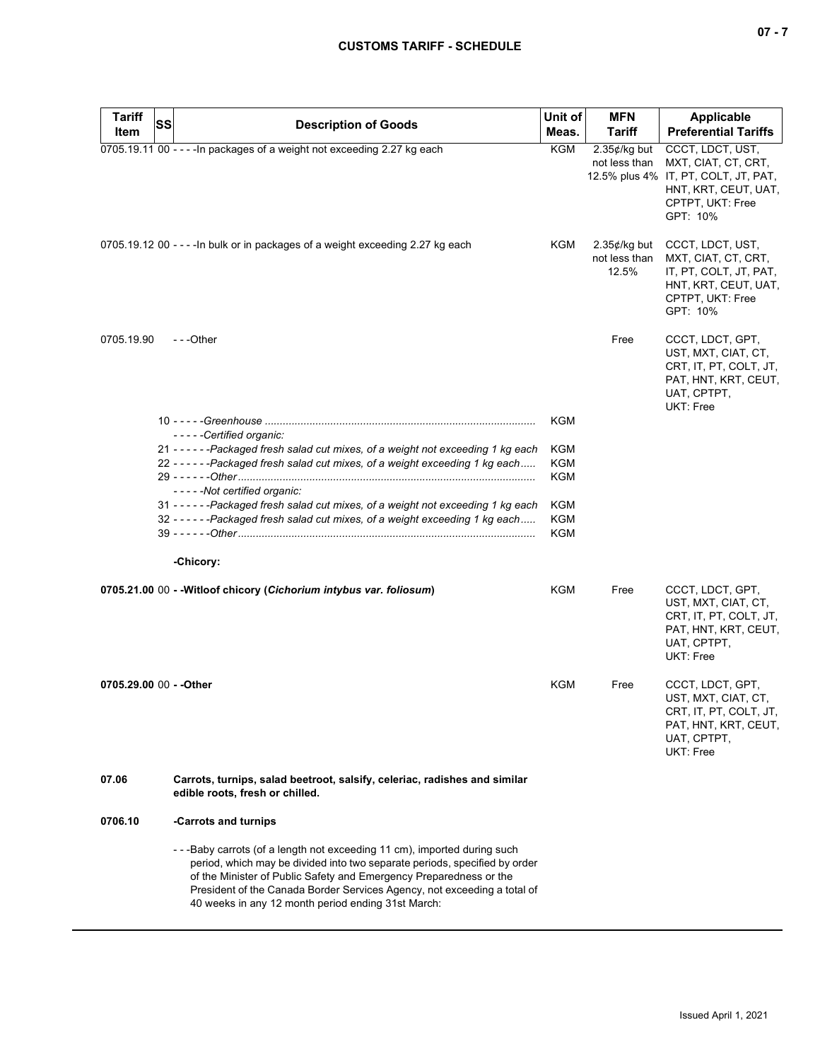| Tariff Item | SS | Description of Goods | Unit of Meas. | MFN Tariff | Applicable Preferential Tariffs |
|---|---|---|---|---|---|
| 0705.19.11 | 00 | - - - -In packages of a weight not exceeding 2.27 kg each | KGM | 2.35¢/kg but not less than 12.5% plus 4% | CCCT, LDCT, UST, MXT, CIAT, CT, CRT, IT, PT, COLT, JT, PAT, HNT, KRT, CEUT, UAT, CPTPT, UKT: Free<br>GPT: 10% |
| 0705.19.12 | 00 | - - - -In bulk or in packages of a weight exceeding 2.27 kg each | KGM | 2.35¢/kg but not less than 12.5% | CCCT, LDCT, UST, MXT, CIAT, CT, CRT, IT, PT, COLT, JT, PAT, HNT, KRT, CEUT, UAT, CPTPT, UKT: Free<br>GPT: 10% |
| 0705.19.90 | | - - -Other | | Free | CCCT, LDCT, GPT, UST, MXT, CIAT, CT, CRT, IT, PT, COLT, JT, PAT, HNT, KRT, CEUT, UAT, CPTPT, UKT: Free |
| | 10 | - - - - -*Greenhouse* | KGM | | |
| | | - - - - -*Certified organic:* | | | |
| | 21 | - - - - - -*Packaged fresh salad cut mixes, of a weight not exceeding 1 kg each* | KGM | | |
| | 22 | - - - - - -*Packaged fresh salad cut mixes, of a weight exceeding 1 kg each* | KGM | | |
| | 29 | - - - - - -*Other* | KGM | | |
| | | - - - - -*Not certified organic:* | | | |
| | 31 | - - - - - -*Packaged fresh salad cut mixes, of a weight not exceeding 1 kg each* | KGM | | |
| | 32 | - - - - - -*Packaged fresh salad cut mixes, of a weight exceeding 1 kg each* | KGM | | |
| | 39 | - - - - - -*Other* | KGM | | |
| | | **-Chicory:** | | | |
| **0705.21.00** | 00 | **- -Witloof chicory (*Cichorium intybus var. foliosum*)** | KGM | Free | CCCT, LDCT, GPT, UST, MXT, CIAT, CT, CRT, IT, PT, COLT, JT, PAT, HNT, KRT, CEUT, UAT, CPTPT, UKT: Free |
| **0705.29.00** | 00 | **- -Other** | KGM | Free | CCCT, LDCT, GPT, UST, MXT, CIAT, CT, CRT, IT, PT, COLT, JT, PAT, HNT, KRT, CEUT, UAT, CPTPT, UKT: Free |
| **07.06** | | **Carrots, turnips, salad beetroot, salsify, celeriac, radishes and similar edible roots, fresh or chilled.** | | | |
| **0706.10** | | **-Carrots and turnips** | | | |
| | | - - -Baby carrots (of a length not exceeding 11 cm), imported during such period, which may be divided into two separate periods, specified by order of the Minister of Public Safety and Emergency Preparedness or the President of the Canada Border Services Agency, not exceeding a total of 40 weeks in any 12 month period ending 31st March: | | | |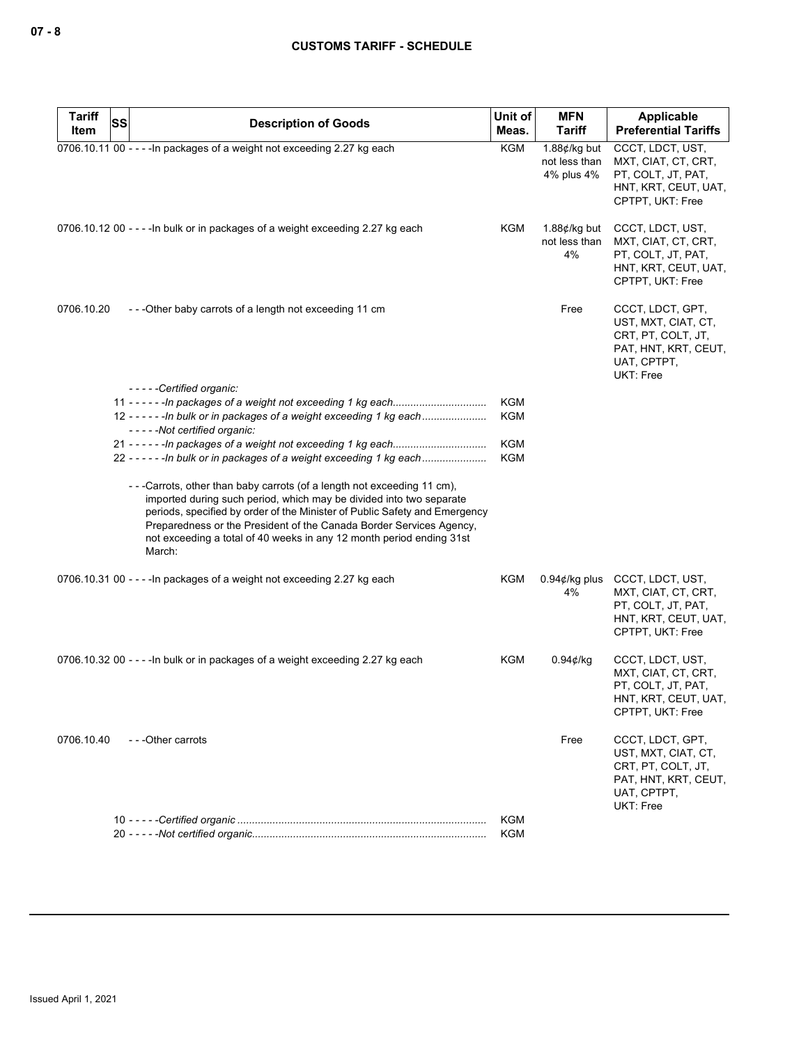| Tariff Item | SS | Description of Goods | Unit of Meas. | MFN Tariff | Applicable Preferential Tariffs |
|---|---|---|---|---|---|
| 0706.10.11 | 00 | - - - -In packages of a weight not exceeding 2.27 kg each | KGM | 1.88¢/kg but not less than 4% plus 4% | CCCT, LDCT, UST, MXT, CIAT, CT, CRT, PT, COLT, JT, PAT, HNT, KRT, CEUT, UAT, CPTPT, UKT: Free |
| 0706.10.12 | 00 | - - - -In bulk or in packages of a weight exceeding 2.27 kg each | KGM | 1.88¢/kg but not less than 4% | CCCT, LDCT, UST, MXT, CIAT, CT, CRT, PT, COLT, JT, PAT, HNT, KRT, CEUT, UAT, CPTPT, UKT: Free |
| 0706.10.20 | | - - -Other baby carrots of a length not exceeding 11 cm | | Free | CCCT, LDCT, GPT, UST, MXT, CIAT, CT, CRT, PT, COLT, JT, PAT, HNT, KRT, CEUT, UAT, CPTPT, UKT: Free |
| | | - - - - -*Certified organic:* | | | |
| | 11 | - - - - - -*In packages of a weight not exceeding 1 kg each* | KGM | | |
| | 12 | - - - - - -*In bulk or in packages of a weight exceeding 1 kg each* | KGM | | |
| | | - - - - -*Not certified organic:* | | | |
| | 21 | - - - - - -*In packages of a weight not exceeding 1 kg each* | KGM | | |
| | 22 | - - - - - -*In bulk or in packages of a weight exceeding 1 kg each* | KGM | | |
| | | - - -Carrots, other than baby carrots (of a length not exceeding 11 cm), imported during such period, which may be divided into two separate periods, specified by order of the Minister of Public Safety and Emergency Preparedness or the President of the Canada Border Services Agency, not exceeding a total of 40 weeks in any 12 month period ending 31st March: | | | |
| 0706.10.31 | 00 | - - - -In packages of a weight not exceeding 2.27 kg each | KGM | 0.94¢/kg plus 4% | CCCT, LDCT, UST, MXT, CIAT, CT, CRT, PT, COLT, JT, PAT, HNT, KRT, CEUT, UAT, CPTPT, UKT: Free |
| 0706.10.32 | 00 | - - - -In bulk or in packages of a weight exceeding 2.27 kg each | KGM | 0.94¢/kg | CCCT, LDCT, UST, MXT, CIAT, CT, CRT, PT, COLT, JT, PAT, HNT, KRT, CEUT, UAT, CPTPT, UKT: Free |
| 0706.10.40 | | - - -Other carrots | | Free | CCCT, LDCT, GPT, UST, MXT, CIAT, CT, CRT, PT, COLT, JT, PAT, HNT, KRT, CEUT, UAT, CPTPT, UKT: Free |
| | 10 | - - - - -*Certified organic* | KGM | | |
| | 20 | - - - - -*Not certified organic* | KGM | | |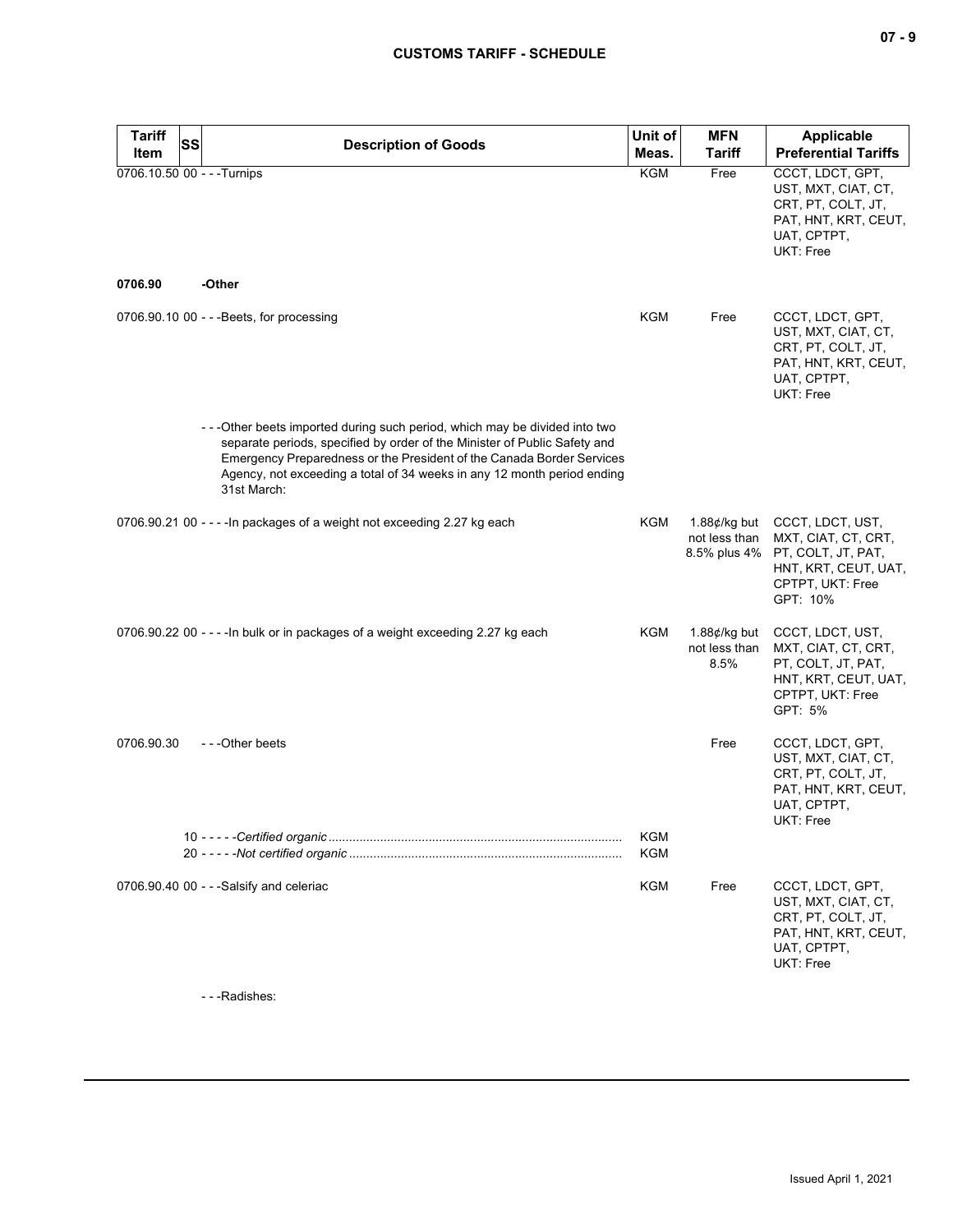| Tariff Item | SS | Description of Goods | Unit of Meas. | MFN Tariff | Applicable Preferential Tariffs |
|---|---|---|---|---|---|
| 0706.10.50 | 00 | - - -Turnips | KGM | Free | CCCT, LDCT, GPT, UST, MXT, CIAT, CT, CRT, PT, COLT, JT, PAT, HNT, KRT, CEUT, UAT, CPTPT, UKT: Free |
| **0706.90** | | **-Other** | | | |
| 0706.90.10 | 00 | - - -Beets, for processing | KGM | Free | CCCT, LDCT, GPT, UST, MXT, CIAT, CT, CRT, PT, COLT, JT, PAT, HNT, KRT, CEUT, UAT, CPTPT, UKT: Free |
| | | - - -Other beets imported during such period, which may be divided into two separate periods, specified by order of the Minister of Public Safety and Emergency Preparedness or the President of the Canada Border Services Agency, not exceeding a total of 34 weeks in any 12 month period ending 31st March: | | | |
| 0706.90.21 | 00 | - - - -In packages of a weight not exceeding 2.27 kg each | KGM | 1.88¢/kg but not less than 8.5% plus 4% | CCCT, LDCT, UST, MXT, CIAT, CT, CRT, PT, COLT, JT, PAT, HNT, KRT, CEUT, UAT, CPTPT, UKT: Free<br>GPT: 10% |
| 0706.90.22 | 00 | - - - -In bulk or in packages of a weight exceeding 2.27 kg each | KGM | 1.88¢/kg but not less than 8.5% | CCCT, LDCT, UST, MXT, CIAT, CT, CRT, PT, COLT, JT, PAT, HNT, KRT, CEUT, UAT, CPTPT, UKT: Free<br>GPT: 5% |
| 0706.90.30 | | - - -Other beets | | Free | CCCT, LDCT, GPT, UST, MXT, CIAT, CT, CRT, PT, COLT, JT, PAT, HNT, KRT, CEUT, UAT, CPTPT, UKT: Free |
| | 10 | - - - - -*Certified organic* | KGM | | |
| | 20 | - - - - -*Not certified organic* | KGM | | |
| 0706.90.40 | 00 | - - -Salsify and celeriac | KGM | Free | CCCT, LDCT, GPT, UST, MXT, CIAT, CT, CRT, PT, COLT, JT, PAT, HNT, KRT, CEUT, UAT, CPTPT, UKT: Free |
| | | - - -Radishes: | | | |

Issued April 1, 2021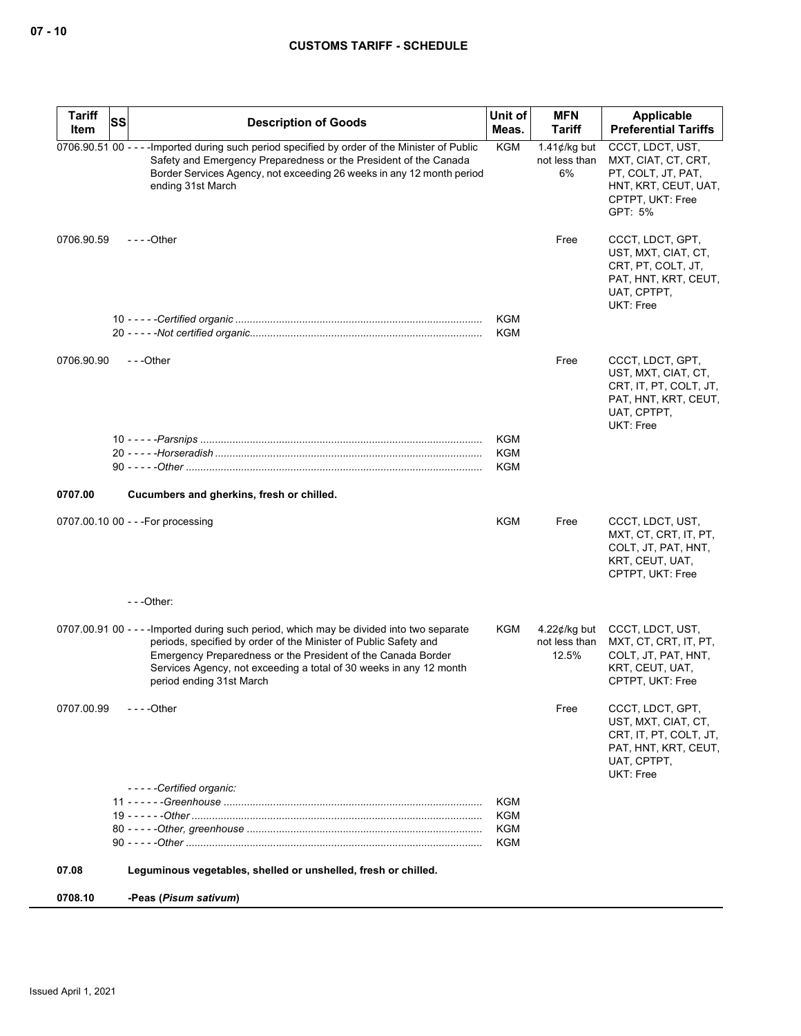| Tariff Item | SS | Description of Goods | Unit of Meas. | MFN Tariff | Applicable Preferential Tariffs |
|---|---|---|---|---|---|
| 0706.90.51 | 00 | - - - -Imported during such period specified by order of the Minister of Public Safety and Emergency Preparedness or the President of the Canada Border Services Agency, not exceeding 26 weeks in any 12 month period ending 31st March | KGM | 1.41¢/kg but not less than 6% | CCCT, LDCT, UST, MXT, CIAT, CT, CRT, PT, COLT, JT, PAT, HNT, KRT, CEUT, UAT, CPTPT, UKT: Free GPT: 5% |
| 0706.90.59 | | - - - -Other | | Free | CCCT, LDCT, GPT, UST, MXT, CIAT, CT, CRT, PT, COLT, JT, PAT, HNT, KRT, CEUT, UAT, CPTPT, UKT: Free |
| | 10 | - - - - -*Certified organic* | KGM | | |
| | 20 | - - - - -*Not certified organic* | KGM | | |
| 0706.90.90 | | - - -Other | | Free | CCCT, LDCT, GPT, UST, MXT, CIAT, CT, CRT, IT, PT, COLT, JT, PAT, HNT, KRT, CEUT, UAT, CPTPT, UKT: Free |
| | 10 | - - - - -*Parsnips* | KGM | | |
| | 20 | - - - - -*Horseradish* | KGM | | |
| | 90 | - - - - -*Other* | KGM | | |
| **0707.00** | | **Cucumbers and gherkins, fresh or chilled.** | | | |
| 0707.00.10 | 00 | - - -For processing | KGM | Free | CCCT, LDCT, UST, MXT, CT, CRT, IT, PT, COLT, JT, PAT, HNT, KRT, CEUT, UAT, CPTPT, UKT: Free |
| | | - - -Other: | | | |
| 0707.00.91 | 00 | - - - -Imported during such period, which may be divided into two separate periods, specified by order of the Minister of Public Safety and Emergency Preparedness or the President of the Canada Border Services Agency, not exceeding a total of 30 weeks in any 12 month period ending 31st March | KGM | 4.22¢/kg but not less than 12.5% | CCCT, LDCT, UST, MXT, CT, CRT, IT, PT, COLT, JT, PAT, HNT, KRT, CEUT, UAT, CPTPT, UKT: Free |
| 0707.00.99 | | - - - -Other | | Free | CCCT, LDCT, GPT, UST, MXT, CIAT, CT, CRT, IT, PT, COLT, JT, PAT, HNT, KRT, CEUT, UAT, CPTPT, UKT: Free |
| | | - - - - -*Certified organic:* | | | |
| | 11 | - - - - - -*Greenhouse* | KGM | | |
| | 19 | - - - - - -*Other* | KGM | | |
| | 80 | - - - - -*Other, greenhouse* | KGM | | |
| | 90 | - - - - -*Other* | KGM | | |
| **07.08** | | **Leguminous vegetables, shelled or unshelled, fresh or chilled.** | | | |
| **0708.10** | | **-Peas (*Pisum sativum*)** | | | |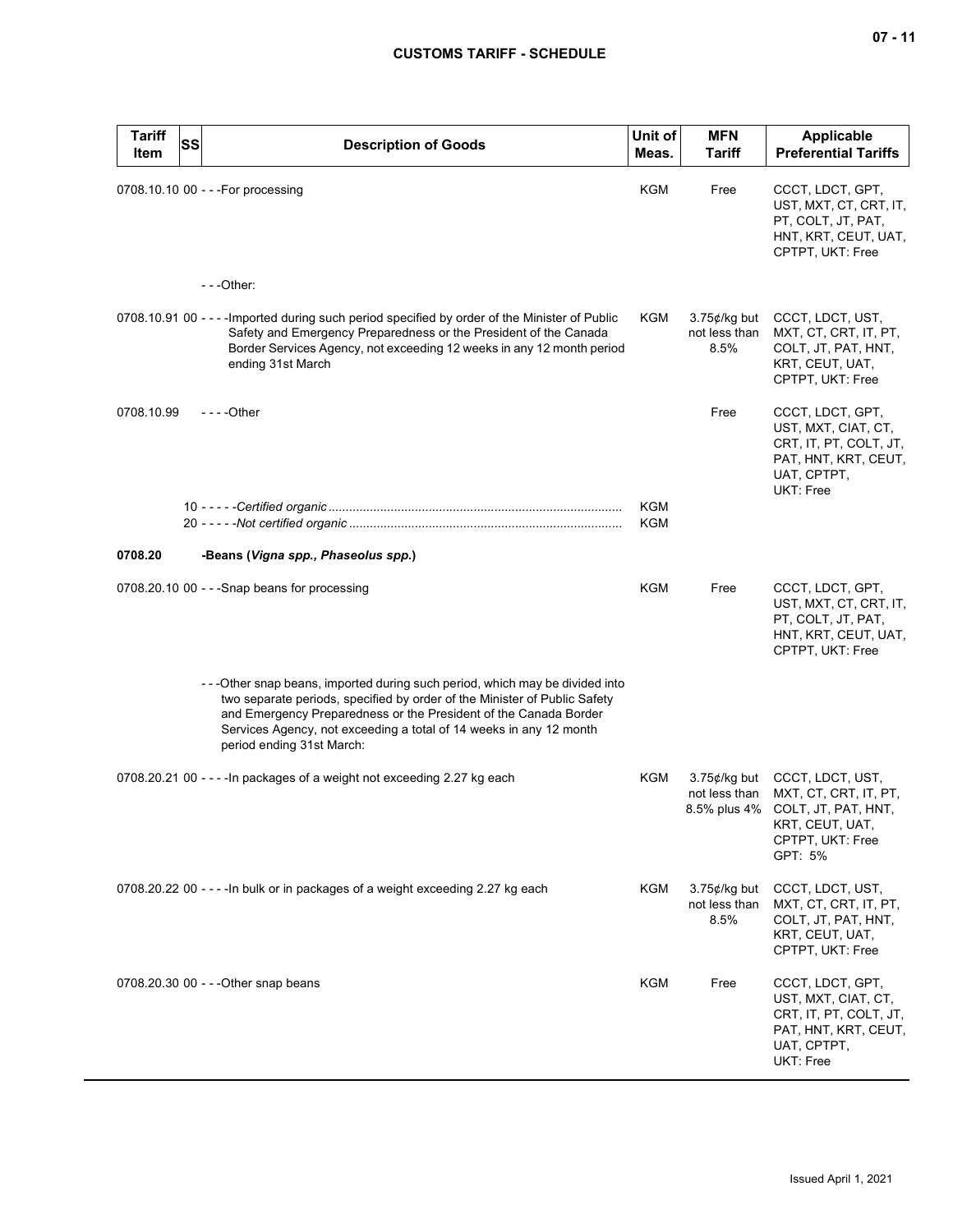| Tariff Item | SS | Description of Goods | Unit of Meas. | MFN Tariff | Applicable Preferential Tariffs |
|---|---|---|---|---|---|
| 0708.10.10 | 00 | - - -For processing | KGM | Free | CCCT, LDCT, GPT, UST, MXT, CT, CRT, IT, PT, COLT, JT, PAT, HNT, KRT, CEUT, UAT, CPTPT, UKT: Free |
| | | - - -Other: | | | |
| 0708.10.91 | 00 | - - - -Imported during such period specified by order of the Minister of Public Safety and Emergency Preparedness or the President of the Canada Border Services Agency, not exceeding 12 weeks in any 12 month period ending 31st March | KGM | 3.75¢/kg but not less than 8.5% | CCCT, LDCT, UST, MXT, CT, CRT, IT, PT, COLT, JT, PAT, HNT, KRT, CEUT, UAT, CPTPT, UKT: Free |
| 0708.10.99 | | - - - -Other | | Free | CCCT, LDCT, GPT, UST, MXT, CIAT, CT, CRT, IT, PT, COLT, JT, PAT, HNT, KRT, CEUT, UAT, CPTPT, UKT: Free |
| | 10 | - - - - -*Certified organic* | KGM | | |
| | 20 | - - - - -*Not certified organic* | KGM | | |
| **0708.20** | | **-Beans (*Vigna spp., Phaseolus spp.*)** | | | |
| 0708.20.10 | 00 | - - -Snap beans for processing | KGM | Free | CCCT, LDCT, GPT, UST, MXT, CT, CRT, IT, PT, COLT, JT, PAT, HNT, KRT, CEUT, UAT, CPTPT, UKT: Free |
| | | - - -Other snap beans, imported during such period, which may be divided into two separate periods, specified by order of the Minister of Public Safety and Emergency Preparedness or the President of the Canada Border Services Agency, not exceeding a total of 14 weeks in any 12 month period ending 31st March: | | | |
| 0708.20.21 | 00 | - - - -In packages of a weight not exceeding 2.27 kg each | KGM | 3.75¢/kg but not less than 8.5% plus 4% | CCCT, LDCT, UST, MXT, CT, CRT, IT, PT, COLT, JT, PAT, HNT, KRT, CEUT, UAT, CPTPT, UKT: Free<br>GPT: 5% |
| 0708.20.22 | 00 | - - - -In bulk or in packages of a weight exceeding 2.27 kg each | KGM | 3.75¢/kg but not less than 8.5% | CCCT, LDCT, UST, MXT, CT, CRT, IT, PT, COLT, JT, PAT, HNT, KRT, CEUT, UAT, CPTPT, UKT: Free |
| 0708.20.30 | 00 | - - -Other snap beans | KGM | Free | CCCT, LDCT, GPT, UST, MXT, CIAT, CT, CRT, IT, PT, COLT, JT, PAT, HNT, KRT, CEUT, UAT, CPTPT, UKT: Free |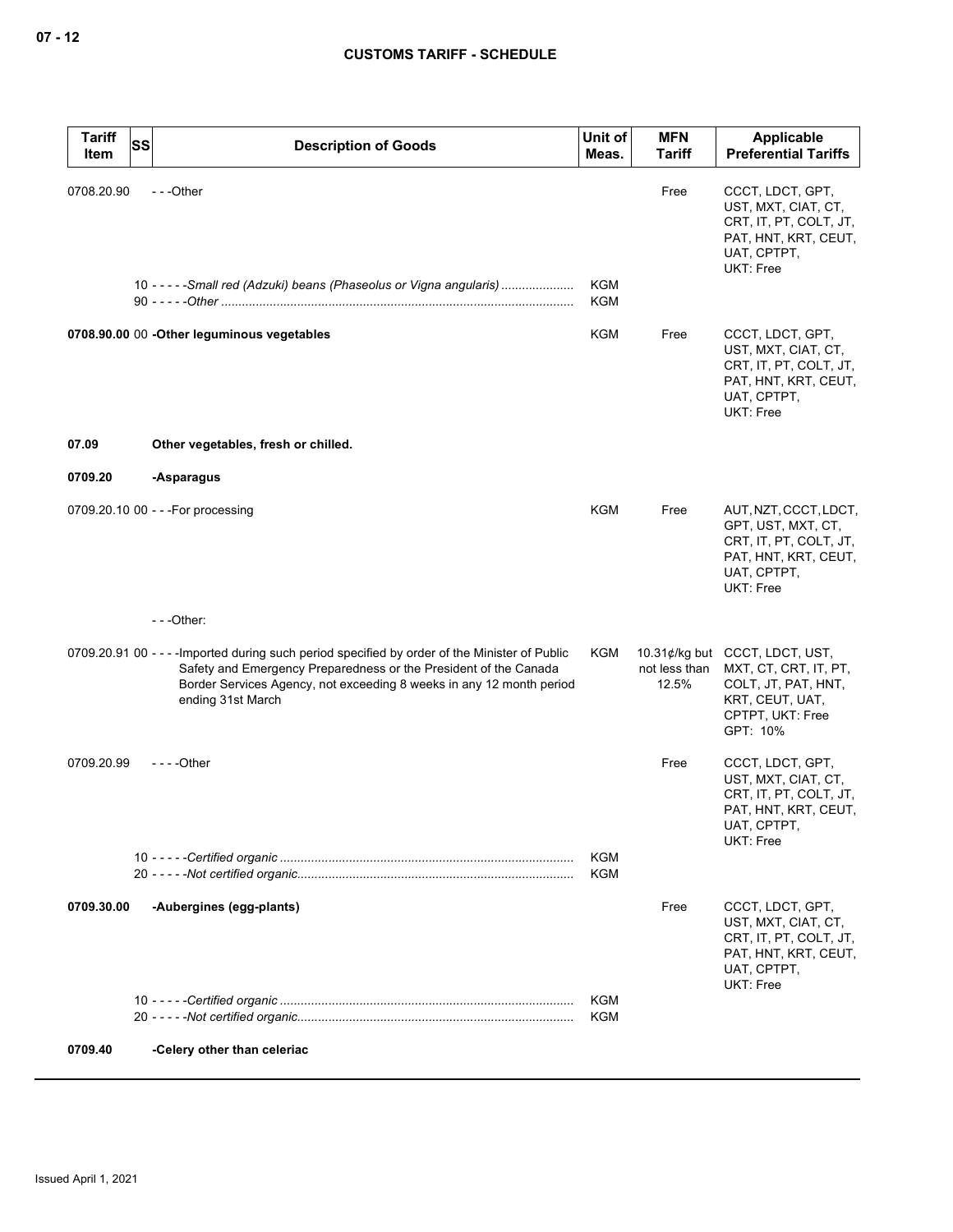| Tariff Item | SS | Description of Goods | Unit of Meas. | MFN Tariff | Applicable Preferential Tariffs |
|---|---|---|---|---|---|
| 0708.20.90 | | - - -Other | | Free | CCCT, LDCT, GPT, UST, MXT, CIAT, CT, CRT, IT, PT, COLT, JT, PAT, HNT, KRT, CEUT, UAT, CPTPT, UKT: Free |
| | 10 | - - - - -*Small red (Adzuki) beans (Phaseolus or Vigna angularis)* | KGM | | |
| | 90 | - - - - -*Other* | KGM | | |
| **0708.90.00** | 00 | **-Other leguminous vegetables** | KGM | Free | CCCT, LDCT, GPT, UST, MXT, CIAT, CT, CRT, IT, PT, COLT, JT, PAT, HNT, KRT, CEUT, UAT, CPTPT, UKT: Free |
| **07.09** | | **Other vegetables, fresh or chilled.** | | | |
| **0709.20** | | **-Asparagus** | | | |
| 0709.20.10 | 00 | - - -For processing | KGM | Free | AUT, NZT, CCCT, LDCT, GPT, UST, MXT, CT, CRT, IT, PT, COLT, JT, PAT, HNT, KRT, CEUT, UAT, CPTPT, UKT: Free |
| | | - - -Other: | | | |
| 0709.20.91 | 00 | - - - -Imported during such period specified by order of the Minister of Public Safety and Emergency Preparedness or the President of the Canada Border Services Agency, not exceeding 8 weeks in any 12 month period ending 31st March | KGM | 10.31¢/kg but not less than 12.5% | CCCT, LDCT, UST, MXT, CT, CRT, IT, PT, COLT, JT, PAT, HNT, KRT, CEUT, UAT, CPTPT, UKT: Free GPT: 10% |
| 0709.20.99 | | - - - -Other | | Free | CCCT, LDCT, GPT, UST, MXT, CIAT, CT, CRT, IT, PT, COLT, JT, PAT, HNT, KRT, CEUT, UAT, CPTPT, UKT: Free |
| | 10 | - - - - -*Certified organic* | KGM | | |
| | 20 | - - - - -*Not certified organic* | KGM | | |
| **0709.30.00** | | **-Aubergines (egg-plants)** | | Free | CCCT, LDCT, GPT, UST, MXT, CIAT, CT, CRT, IT, PT, COLT, JT, PAT, HNT, KRT, CEUT, UAT, CPTPT, UKT: Free |
| | 10 | - - - - -*Certified organic* | KGM | | |
| | 20 | - - - - -*Not certified organic* | KGM | | |
| **0709.40** | | **-Celery other than celeriac** | | | |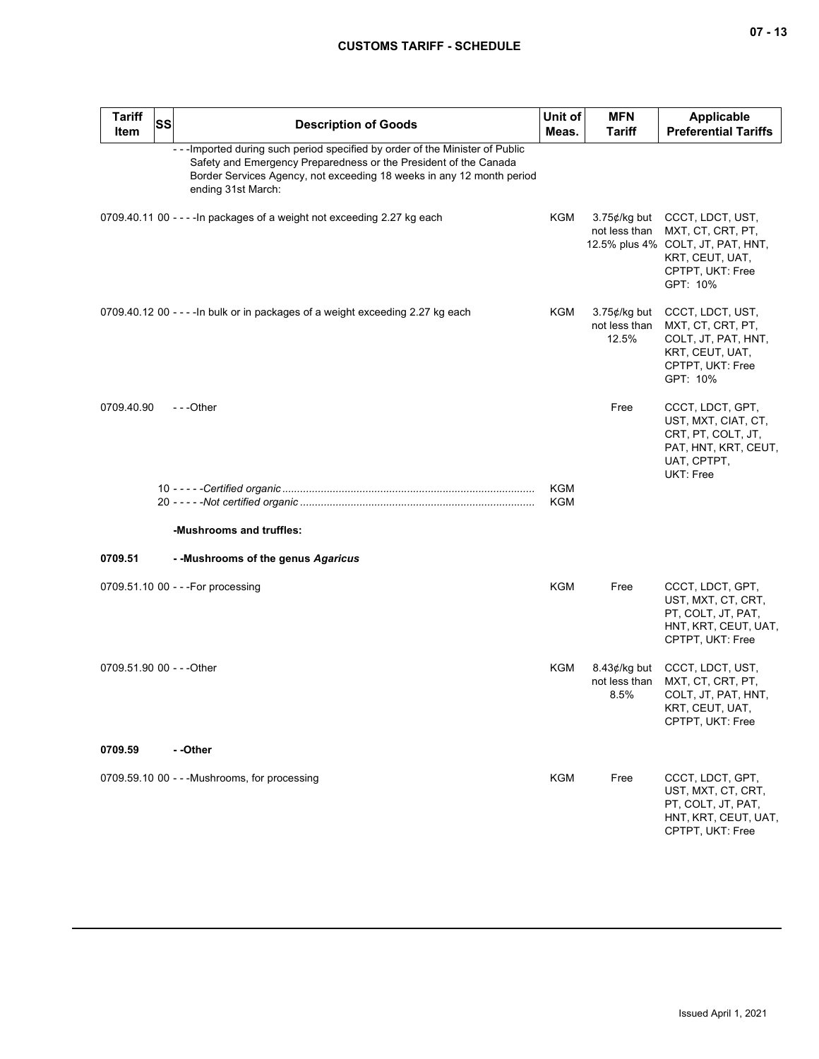| Tariff Item | SS | Description of Goods | Unit of Meas. | MFN Tariff | Applicable Preferential Tariffs |
|---|---|---|---|---|---|
| | | ---Imported during such period specified by order of the Minister of Public Safety and Emergency Preparedness or the President of the Canada Border Services Agency, not exceeding 18 weeks in any 12 month period ending 31st March: | | | |
| 0709.40.11 | 00 | ----In packages of a weight not exceeding 2.27 kg each | KGM | 3.75¢/kg but not less than 12.5% plus 4% | CCCT, LDCT, UST, MXT, CT, CRT, PT, COLT, JT, PAT, HNT, KRT, CEUT, UAT, CPTPT, UKT: Free<br>GPT: 10% |
| 0709.40.12 | 00 | ----In bulk or in packages of a weight exceeding 2.27 kg each | KGM | 3.75¢/kg but not less than 12.5% | CCCT, LDCT, UST, MXT, CT, CRT, PT, COLT, JT, PAT, HNT, KRT, CEUT, UAT, CPTPT, UKT: Free<br>GPT: 10% |
| 0709.40.90 | | ---Other | | Free | CCCT, LDCT, GPT, UST, MXT, CIAT, CT, CRT, PT, COLT, JT, PAT, HNT, KRT, CEUT, UAT, CPTPT, UKT: Free |
| | 10 | -----*Certified organic* | KGM | | |
| | 20 | -----*Not certified organic* | KGM | | |
| | | **-Mushrooms and truffles:** | | | |
| **0709.51** | | **--Mushrooms of the genus *Agaricus*** | | | |
| 0709.51.10 | 00 | ---For processing | KGM | Free | CCCT, LDCT, GPT, UST, MXT, CT, CRT, PT, COLT, JT, PAT, HNT, KRT, CEUT, UAT, CPTPT, UKT: Free |
| 0709.51.90 | 00 | ---Other | KGM | 8.43¢/kg but not less than 8.5% | CCCT, LDCT, UST, MXT, CT, CRT, PT, COLT, JT, PAT, HNT, KRT, CEUT, UAT, CPTPT, UKT: Free |
| **0709.59** | | **--Other** | | | |
| 0709.59.10 | 00 | ---Mushrooms, for processing | KGM | Free | CCCT, LDCT, GPT, UST, MXT, CT, CRT, PT, COLT, JT, PAT, HNT, KRT, CEUT, UAT, CPTPT, UKT: Free |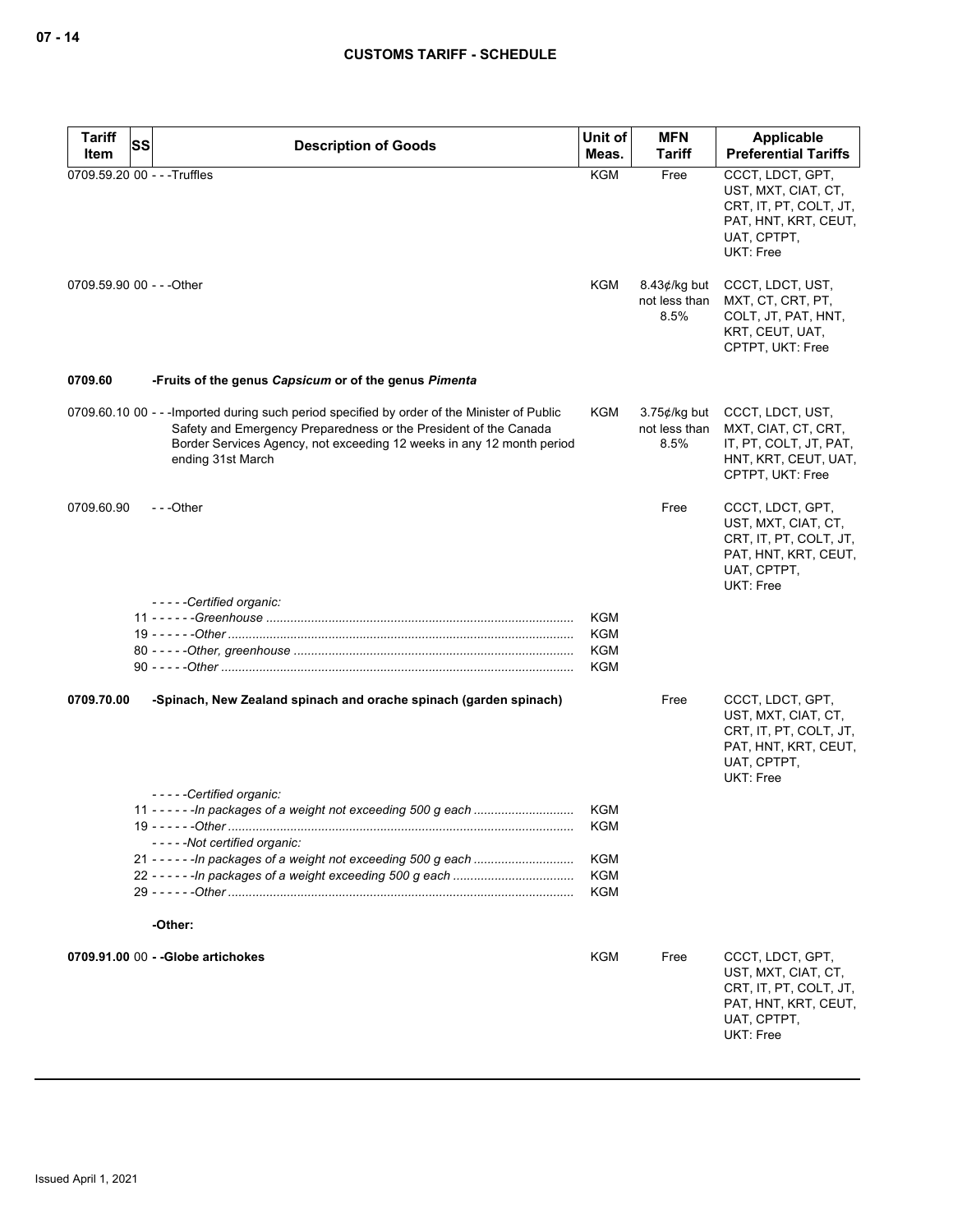| Tariff Item | SS | Description of Goods | Unit of Meas. | MFN Tariff | Applicable Preferential Tariffs |
|---|---|---|---|---|---|
| 0709.59.20 | 00 | - - -Truffles | KGM | Free | CCCT, LDCT, GPT, UST, MXT, CIAT, CT, CRT, IT, PT, COLT, JT, PAT, HNT, KRT, CEUT, UAT, CPTPT, UKT: Free |
| 0709.59.90 | 00 | - - -Other | KGM | 8.43¢/kg but not less than 8.5% | CCCT, LDCT, UST, MXT, CT, CRT, PT, COLT, JT, PAT, HNT, KRT, CEUT, UAT, CPTPT, UKT: Free |
| **0709.60** | | **-Fruits of the genus *Capsicum* or of the genus *Pimenta*** | | | |
| 0709.60.10 | 00 | - - -Imported during such period specified by order of the Minister of Public Safety and Emergency Preparedness or the President of the Canada Border Services Agency, not exceeding 12 weeks in any 12 month period ending 31st March | KGM | 3.75¢/kg but not less than 8.5% | CCCT, LDCT, UST, MXT, CIAT, CT, CRT, IT, PT, COLT, JT, PAT, HNT, KRT, CEUT, UAT, CPTPT, UKT: Free |
| 0709.60.90 | | - - -Other | | Free | CCCT, LDCT, GPT, UST, MXT, CIAT, CT, CRT, IT, PT, COLT, JT, PAT, HNT, KRT, CEUT, UAT, CPTPT, UKT: Free |
| | | - - - - -*Certified organic:* | | | |
| | 11 | - - - - - -*Greenhouse* | KGM | | |
| | 19 | - - - - - -*Other* | KGM | | |
| | 80 | - - - - -*Other, greenhouse* | KGM | | |
| | 90 | - - - - -*Other* | KGM | | |
| **0709.70.00** | | **-Spinach, New Zealand spinach and orache spinach (garden spinach)** | | Free | CCCT, LDCT, GPT, UST, MXT, CIAT, CT, CRT, IT, PT, COLT, JT, PAT, HNT, KRT, CEUT, UAT, CPTPT, UKT: Free |
| | | - - - - -*Certified organic:* | | | |
| | 11 | - - - - - -*In packages of a weight not exceeding 500 g each* | KGM | | |
| | 19 | - - - - - -*Other* | KGM | | |
| | | - - - - -*Not certified organic:* | | | |
| | 21 | - - - - - -*In packages of a weight not exceeding 500 g each* | KGM | | |
| | 22 | - - - - - -*In packages of a weight exceeding 500 g each* | KGM | | |
| | 29 | - - - - - -*Other* | KGM | | |
| | | **-Other:** | | | |
| **0709.91.00** | 00 | **- -Globe artichokes** | KGM | Free | CCCT, LDCT, GPT, UST, MXT, CIAT, CT, CRT, IT, PT, COLT, JT, PAT, HNT, KRT, CEUT, UAT, CPTPT, UKT: Free |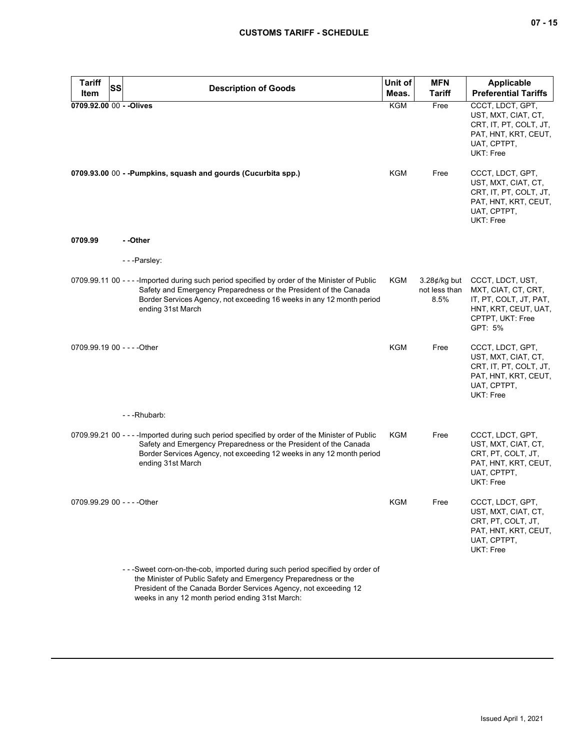| Tariff Item | SS | Description of Goods | Unit of Meas. | MFN Tariff | Applicable Preferential Tariffs |
|---|---|---|---|---|---|
| **0709.92.00** | 00 | **- -Olives** | KGM | Free | CCCT, LDCT, GPT, UST, MXT, CIAT, CT, CRT, IT, PT, COLT, JT, PAT, HNT, KRT, CEUT, UAT, CPTPT, UKT: Free |
| **0709.93.00** | 00 | **- -Pumpkins, squash and gourds (Cucurbita spp.)** | KGM | Free | CCCT, LDCT, GPT, UST, MXT, CIAT, CT, CRT, IT, PT, COLT, JT, PAT, HNT, KRT, CEUT, UAT, CPTPT, UKT: Free |
| **0709.99** | | **- -Other** | | | |
| | | - - -Parsley: | | | |
| 0709.99.11 | 00 | - - - -Imported during such period specified by order of the Minister of Public Safety and Emergency Preparedness or the President of the Canada Border Services Agency, not exceeding 16 weeks in any 12 month period ending 31st March | KGM | 3.28¢/kg but not less than 8.5% | CCCT, LDCT, UST, MXT, CIAT, CT, CRT, IT, PT, COLT, JT, PAT, HNT, KRT, CEUT, UAT, CPTPT, UKT: Free<br>GPT: 5% |
| 0709.99.19 | 00 | - - - -Other | KGM | Free | CCCT, LDCT, GPT, UST, MXT, CIAT, CT, CRT, IT, PT, COLT, JT, PAT, HNT, KRT, CEUT, UAT, CPTPT, UKT: Free |
| | | - - -Rhubarb: | | | |
| 0709.99.21 | 00 | - - - -Imported during such period specified by order of the Minister of Public Safety and Emergency Preparedness or the President of the Canada Border Services Agency, not exceeding 12 weeks in any 12 month period ending 31st March | KGM | Free | CCCT, LDCT, GPT, UST, MXT, CIAT, CT, CRT, PT, COLT, JT, PAT, HNT, KRT, CEUT, UAT, CPTPT, UKT: Free |
| 0709.99.29 | 00 | - - - -Other | KGM | Free | CCCT, LDCT, GPT, UST, MXT, CIAT, CT, CRT, PT, COLT, JT, PAT, HNT, KRT, CEUT, UAT, CPTPT, UKT: Free |
| | | - - -Sweet corn-on-the-cob, imported during such period specified by order of the Minister of Public Safety and Emergency Preparedness or the President of the Canada Border Services Agency, not exceeding 12 weeks in any 12 month period ending 31st March: | | | |

Issued April 1, 2021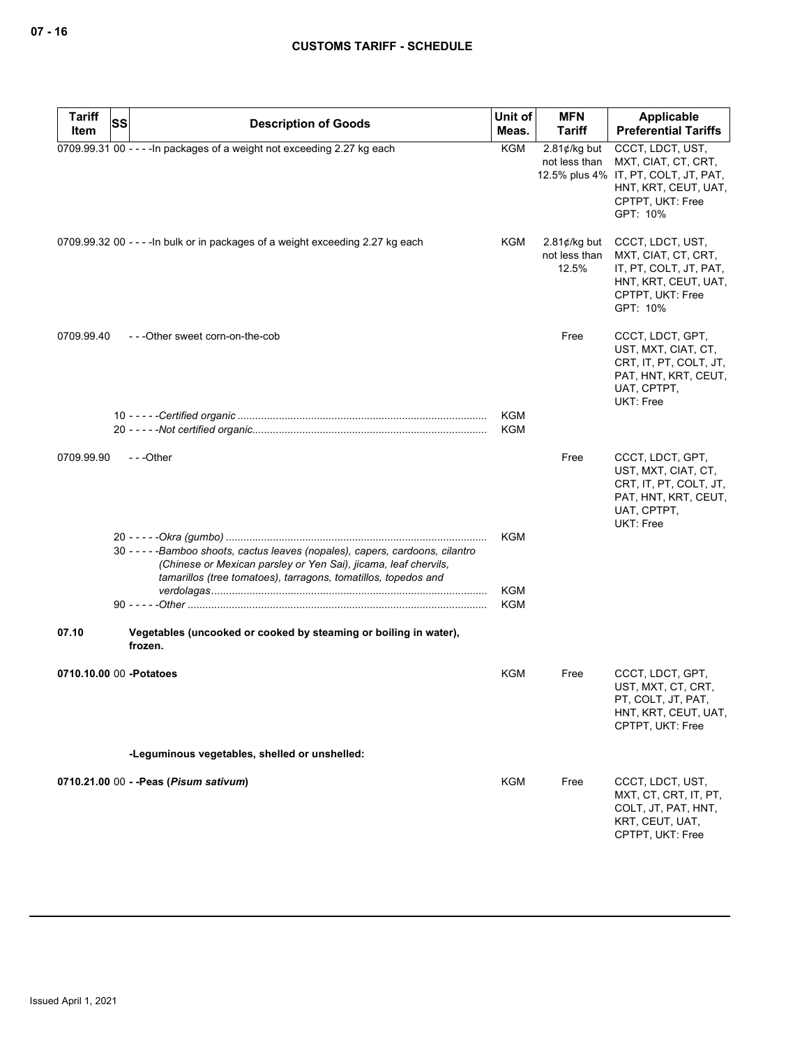## CUSTOMS TARIFF - SCHEDULE

| Tariff Item | SS | Description of Goods | Unit of Meas. | MFN Tariff | Applicable Preferential Tariffs |
|---|---|---|---|---|---|
| 0709.99.31 | 00 | - - - -In packages of a weight not exceeding 2.27 kg each | KGM | 2.81¢/kg but not less than 12.5% plus 4% | CCCT, LDCT, UST, MXT, CIAT, CT, CRT, IT, PT, COLT, JT, PAT, HNT, KRT, CEUT, UAT, CPTPT, UKT: Free<br>GPT: 10% |
| 0709.99.32 | 00 | - - - -In bulk or in packages of a weight exceeding 2.27 kg each | KGM | 2.81¢/kg but not less than 12.5% | CCCT, LDCT, UST, MXT, CIAT, CT, CRT, IT, PT, COLT, JT, PAT, HNT, KRT, CEUT, UAT, CPTPT, UKT: Free<br>GPT: 10% |
| 0709.99.40 | | - - -Other sweet corn-on-the-cob | | Free | CCCT, LDCT, GPT, UST, MXT, CIAT, CT, CRT, IT, PT, COLT, JT, PAT, HNT, KRT, CEUT, UAT, CPTPT, UKT: Free |
| | 10 | - - - - -*Certified organic* | KGM | | |
| | 20 | - - - - -*Not certified organic* | KGM | | |
| 0709.99.90 | | - - -Other | | Free | CCCT, LDCT, GPT, UST, MXT, CIAT, CT, CRT, IT, PT, COLT, JT, PAT, HNT, KRT, CEUT, UAT, CPTPT, UKT: Free |
| | 20 | - - - - -*Okra (gumbo)* | KGM | | |
| | 30 | - - - - -*Bamboo shoots, cactus leaves (nopales), capers, cardoons, cilantro (Chinese or Mexican parsley or Yen Sai), jicama, leaf chervils, tamarillos (tree tomatoes), tarragons, tomatillos, topedos and verdolagas* | KGM | | |
| | 90 | - - - - -*Other* | KGM | | |
| **07.10** | | **Vegetables (uncooked or cooked by steaming or boiling in water), frozen.** | | | |
| **0710.10.00** | 00 | **-Potatoes** | KGM | Free | CCCT, LDCT, GPT, UST, MXT, CT, CRT, PT, COLT, JT, PAT, HNT, KRT, CEUT, UAT, CPTPT, UKT: Free |
| | | **-Leguminous vegetables, shelled or unshelled:** | | | |
| **0710.21.00** | 00 | **- -Peas (*Pisum sativum*)** | KGM | Free | CCCT, LDCT, UST, MXT, CT, CRT, IT, PT, COLT, JT, PAT, HNT, KRT, CEUT, UAT, CPTPT, UKT: Free |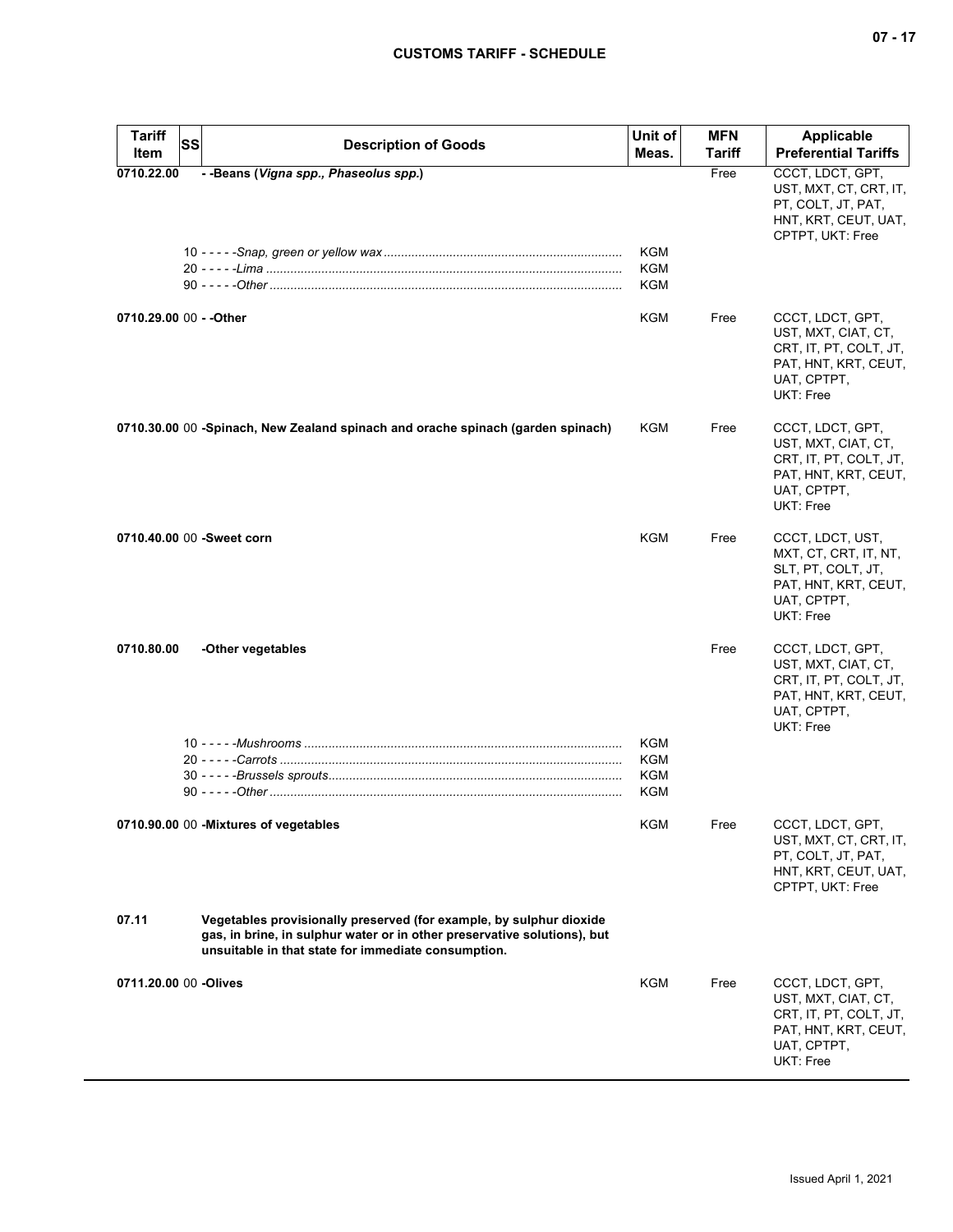| Tariff Item | SS | Description of Goods | Unit of Meas. | MFN Tariff | Applicable Preferential Tariffs |
|---|---|---|---|---|---|
| 0710.22.00 | | - -Beans (*Vigna spp., Phaseolus spp.*) | | Free | CCCT, LDCT, GPT, UST, MXT, CT, CRT, IT, PT, COLT, JT, PAT, HNT, KRT, CEUT, UAT, CPTPT, UKT: Free |
| | 10 | - - - - -*Snap, green or yellow wax* | KGM | | |
| | 20 | - - - - -*Lima* | KGM | | |
| | 90 | - - - - -*Other* | KGM | | |
| 0710.29.00 | 00 | - -Other | KGM | Free | CCCT, LDCT, GPT, UST, MXT, CIAT, CT, CRT, IT, PT, COLT, JT, PAT, HNT, KRT, CEUT, UAT, CPTPT, UKT: Free |
| 0710.30.00 | 00 | -Spinach, New Zealand spinach and orache spinach (garden spinach) | KGM | Free | CCCT, LDCT, GPT, UST, MXT, CIAT, CT, CRT, IT, PT, COLT, JT, PAT, HNT, KRT, CEUT, UAT, CPTPT, UKT: Free |
| 0710.40.00 | 00 | -Sweet corn | KGM | Free | CCCT, LDCT, UST, MXT, CT, CRT, IT, NT, SLT, PT, COLT, JT, PAT, HNT, KRT, CEUT, UAT, CPTPT, UKT: Free |
| 0710.80.00 | | -Other vegetables | | Free | CCCT, LDCT, GPT, UST, MXT, CIAT, CT, CRT, IT, PT, COLT, JT, PAT, HNT, KRT, CEUT, UAT, CPTPT, UKT: Free |
| | 10 | - - - - -*Mushrooms* | KGM | | |
| | 20 | - - - - -*Carrots* | KGM | | |
| | 30 | - - - - -*Brussels sprouts* | KGM | | |
| | 90 | - - - - -*Other* | KGM | | |
| 0710.90.00 | 00 | -Mixtures of vegetables | KGM | Free | CCCT, LDCT, GPT, UST, MXT, CT, CRT, IT, PT, COLT, JT, PAT, HNT, KRT, CEUT, UAT, CPTPT, UKT: Free |
| 07.11 | | Vegetables provisionally preserved (for example, by sulphur dioxide gas, in brine, in sulphur water or in other preservative solutions), but unsuitable in that state for immediate consumption. | | | |
| 0711.20.00 | 00 | -Olives | KGM | Free | CCCT, LDCT, GPT, UST, MXT, CIAT, CT, CRT, IT, PT, COLT, JT, PAT, HNT, KRT, CEUT, UAT, CPTPT, UKT: Free |

Issued April 1, 2021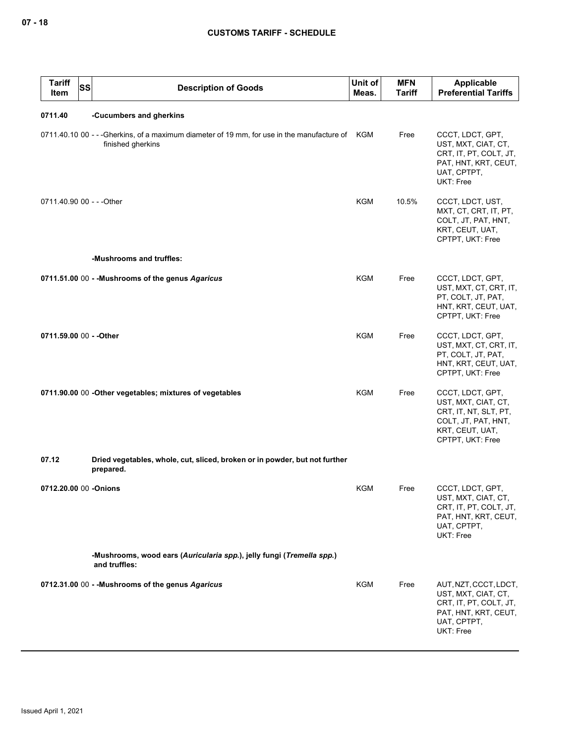| Tariff Item | SS | Description of Goods | Unit of Meas. | MFN Tariff | Applicable Preferential Tariffs |
|---|---|---|---|---|---|
| 0711.40 | | -Cucumbers and gherkins | | | |
| 0711.40.10 | 00 | - - -Gherkins, of a maximum diameter of 19 mm, for use in the manufacture of finished gherkins | KGM | Free | CCCT, LDCT, GPT, UST, MXT, CIAT, CT, CRT, IT, PT, COLT, JT, PAT, HNT, KRT, CEUT, UAT, CPTPT, UKT: Free |
| 0711.40.90 | 00 | - - -Other | KGM | 10.5% | CCCT, LDCT, UST, MXT, CT, CRT, IT, PT, COLT, JT, PAT, HNT, KRT, CEUT, UAT, CPTPT, UKT: Free |
| | | -Mushrooms and truffles: | | | |
| **0711.51.00** | 00 | **- -Mushrooms of the genus *Agaricus*** | KGM | Free | CCCT, LDCT, GPT, UST, MXT, CT, CRT, IT, PT, COLT, JT, PAT, HNT, KRT, CEUT, UAT, CPTPT, UKT: Free |
| **0711.59.00** | 00 | **- -Other** | KGM | Free | CCCT, LDCT, GPT, UST, MXT, CT, CRT, IT, PT, COLT, JT, PAT, HNT, KRT, CEUT, UAT, CPTPT, UKT: Free |
| **0711.90.00** | 00 | **-Other vegetables; mixtures of vegetables** | KGM | Free | CCCT, LDCT, GPT, UST, MXT, CIAT, CT, CRT, IT, NT, SLT, PT, COLT, JT, PAT, HNT, KRT, CEUT, UAT, CPTPT, UKT: Free |
| **07.12** | | **Dried vegetables, whole, cut, sliced, broken or in powder, but not further prepared.** | | | |
| **0712.20.00** | 00 | **-Onions** | KGM | Free | CCCT, LDCT, GPT, UST, MXT, CIAT, CT, CRT, IT, PT, COLT, JT, PAT, HNT, KRT, CEUT, UAT, CPTPT, UKT: Free |
| | | **-Mushrooms, wood ears (*Auricularia spp.*), jelly fungi (*Tremella spp.*) and truffles:** | | | |
| **0712.31.00** | 00 | **- -Mushrooms of the genus *Agaricus*** | KGM | Free | AUT, NZT, CCCT, LDCT, UST, MXT, CIAT, CT, CRT, IT, PT, COLT, JT, PAT, HNT, KRT, CEUT, UAT, CPTPT, UKT: Free |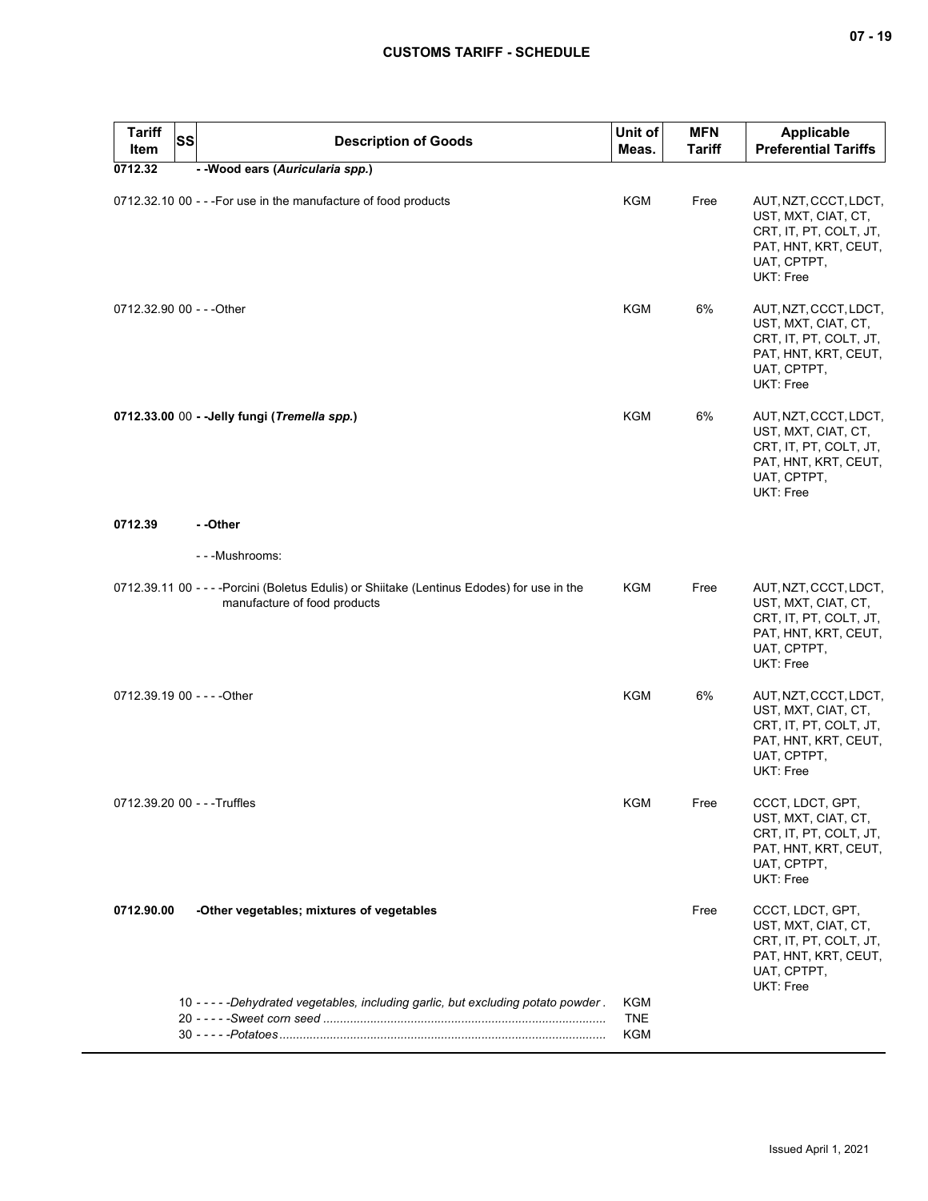| Tariff Item | SS | Description of Goods | Unit of Meas. | MFN Tariff | Applicable Preferential Tariffs |
|---|---|---|---|---|---|
| **0712.32** | | **- -Wood ears (*Auricularia spp.*)** | | | |
| 0712.32.10 | 00 | - - -For use in the manufacture of food products | KGM | Free | AUT, NZT, CCCT, LDCT, UST, MXT, CIAT, CT, CRT, IT, PT, COLT, JT, PAT, HNT, KRT, CEUT, UAT, CPTPT, UKT: Free |
| 0712.32.90 | 00 | - - -Other | KGM | 6% | AUT, NZT, CCCT, LDCT, UST, MXT, CIAT, CT, CRT, IT, PT, COLT, JT, PAT, HNT, KRT, CEUT, UAT, CPTPT, UKT: Free |
| **0712.33.00** | 00 | **- -Jelly fungi (*Tremella spp.*)** | KGM | 6% | AUT, NZT, CCCT, LDCT, UST, MXT, CIAT, CT, CRT, IT, PT, COLT, JT, PAT, HNT, KRT, CEUT, UAT, CPTPT, UKT: Free |
| **0712.39** | | **- -Other** | | | |
| | | - - -Mushrooms: | | | |
| 0712.39.11 | 00 | - - - -Porcini (Boletus Edulis) or Shiitake (Lentinus Edodes) for use in the manufacture of food products | KGM | Free | AUT, NZT, CCCT, LDCT, UST, MXT, CIAT, CT, CRT, IT, PT, COLT, JT, PAT, HNT, KRT, CEUT, UAT, CPTPT, UKT: Free |
| 0712.39.19 | 00 | - - - -Other | KGM | 6% | AUT, NZT, CCCT, LDCT, UST, MXT, CIAT, CT, CRT, IT, PT, COLT, JT, PAT, HNT, KRT, CEUT, UAT, CPTPT, UKT: Free |
| 0712.39.20 | 00 | - - -Truffles | KGM | Free | CCCT, LDCT, GPT, UST, MXT, CIAT, CT, CRT, IT, PT, COLT, JT, PAT, HNT, KRT, CEUT, UAT, CPTPT, UKT: Free |
| **0712.90.00** | | **-Other vegetables; mixtures of vegetables** | | Free | CCCT, LDCT, GPT, UST, MXT, CIAT, CT, CRT, IT, PT, COLT, JT, PAT, HNT, KRT, CEUT, UAT, CPTPT, UKT: Free |
| | 10 | - - - - -*Dehydrated vegetables, including garlic, but excluding potato powder* | KGM | | |
| | 20 | - - - - -*Sweet corn seed* | TNE | | |
| | 30 | - - - - -*Potatoes* | KGM | | |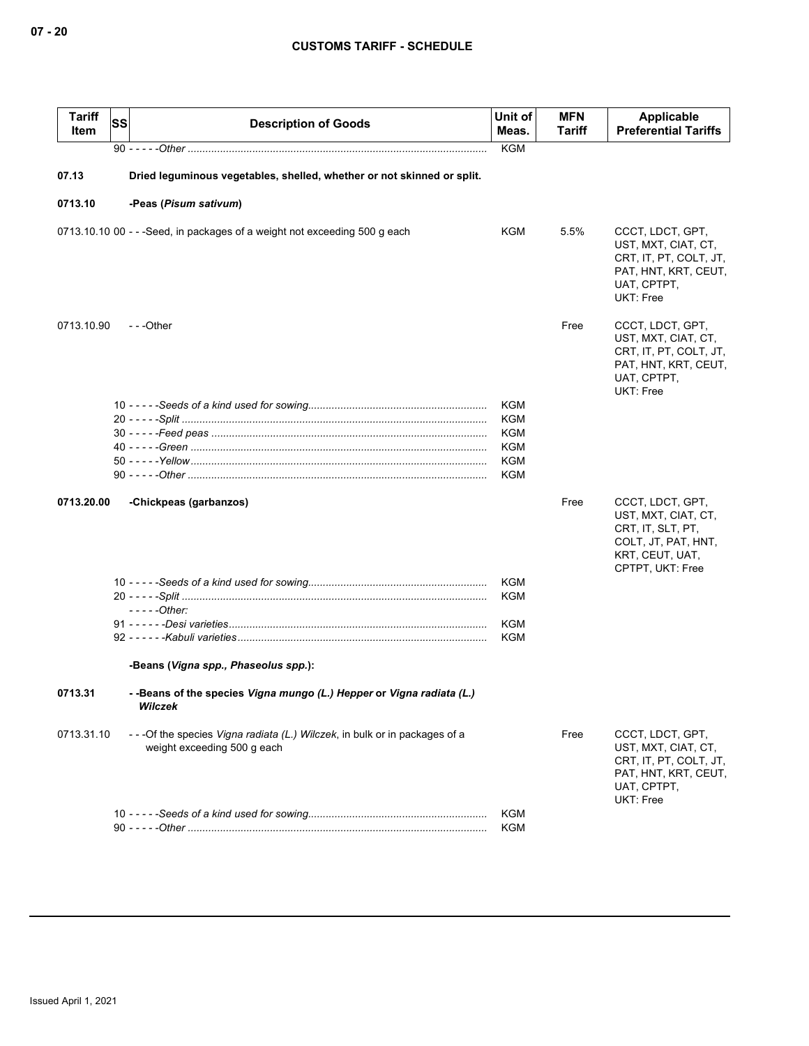| Tariff Item | SS | Description of Goods | Unit of Meas. | MFN Tariff | Applicable Preferential Tariffs |
|---|---|---|---|---|---|
| | | 90 - - - - -*Other* | KGM | | |
| **07.13** | | **Dried leguminous vegetables, shelled, whether or not skinned or split.** | | | |
| **0713.10** | | **-Peas (*Pisum sativum*)** | | | |
| 0713.10.10 | 00 | - - -Seed, in packages of a weight not exceeding 500 g each | KGM | 5.5% | CCCT, LDCT, GPT, UST, MXT, CIAT, CT, CRT, IT, PT, COLT, JT, PAT, HNT, KRT, CEUT, UAT, CPTPT, UKT: Free |
| 0713.10.90 | | - - -Other | | Free | CCCT, LDCT, GPT, UST, MXT, CIAT, CT, CRT, IT, PT, COLT, JT, PAT, HNT, KRT, CEUT, UAT, CPTPT, UKT: Free |
| | | 10 - - - - -*Seeds of a kind used for sowing* | KGM | | |
| | | 20 - - - - -*Split* | KGM | | |
| | | 30 - - - - -*Feed peas* | KGM | | |
| | | 40 - - - - -*Green* | KGM | | |
| | | 50 - - - - -*Yellow* | KGM | | |
| | | 90 - - - - -*Other* | KGM | | |
| **0713.20.00** | | **-Chickpeas (garbanzos)** | | Free | CCCT, LDCT, GPT, UST, MXT, CIAT, CT, CRT, IT, SLT, PT, COLT, JT, PAT, HNT, KRT, CEUT, UAT, CPTPT, UKT: Free |
| | | 10 - - - - -*Seeds of a kind used for sowing* | KGM | | |
| | | 20 - - - - -*Split* | KGM | | |
| | | - - - - -*Other:* | | | |
| | | 91 - - - - - -*Desi varieties* | KGM | | |
| | | 92 - - - - - -*Kabuli varieties* | KGM | | |
| | | **-Beans (*Vigna spp., Phaseolus spp.*):** | | | |
| **0713.31** | | **- -Beans of the species *Vigna mungo (L.) Hepper* or *Vigna radiata (L.) Wilczek*** | | | |
| 0713.31.10 | | - - -Of the species *Vigna radiata (L.) Wilczek*, in bulk or in packages of a weight exceeding 500 g each | | Free | CCCT, LDCT, GPT, UST, MXT, CIAT, CT, CRT, IT, PT, COLT, JT, PAT, HNT, KRT, CEUT, UAT, CPTPT, UKT: Free |
| | | 10 - - - - -*Seeds of a kind used for sowing* | KGM | | |
| | | 90 - - - - -*Other* | KGM | | |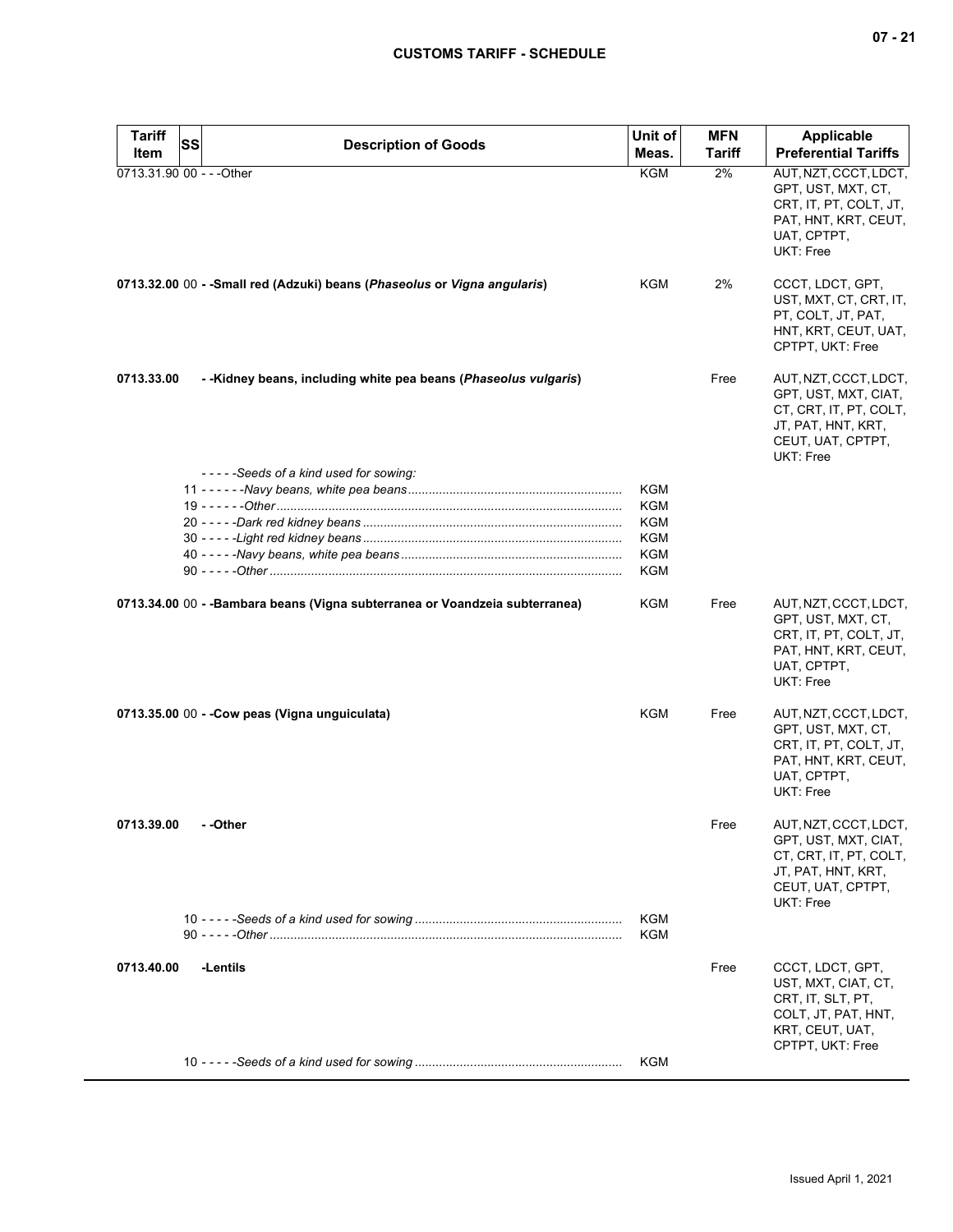| Tariff Item | SS | Description of Goods | Unit of Meas. | MFN Tariff | Applicable Preferential Tariffs |
|---|---|---|---|---|---|
| 0713.31.90 | 00 | - - -Other | KGM | 2% | AUT, NZT, CCCT, LDCT, GPT, UST, MXT, CT, CRT, IT, PT, COLT, JT, PAT, HNT, KRT, CEUT, UAT, CPTPT, UKT: Free |
| **0713.32.00** | 00 | **- -Small red (Adzuki) beans (*Phaseolus* or *Vigna angularis*)** | KGM | 2% | CCCT, LDCT, GPT, UST, MXT, CT, CRT, IT, PT, COLT, JT, PAT, HNT, KRT, CEUT, UAT, CPTPT, UKT: Free |
| **0713.33.00** | | **- -Kidney beans, including white pea beans (*Phaseolus vulgaris*)** | | Free | AUT, NZT, CCCT, LDCT, GPT, UST, MXT, CIAT, CT, CRT, IT, PT, COLT, JT, PAT, HNT, KRT, CEUT, UAT, CPTPT, UKT: Free |
| | | - - - - -*Seeds of a kind used for sowing:* | | | |
| | 11 | - - - - - -*Navy beans, white pea beans* | KGM | | |
| | 19 | - - - - - -*Other* | KGM | | |
| | 20 | - - - - -*Dark red kidney beans* | KGM | | |
| | 30 | - - - - -*Light red kidney beans* | KGM | | |
| | 40 | - - - - -*Navy beans, white pea beans* | KGM | | |
| | 90 | - - - - -*Other* | KGM | | |
| **0713.34.00** | 00 | **- -Bambara beans (Vigna subterranea or Voandzeia subterranea)** | KGM | Free | AUT, NZT, CCCT, LDCT, GPT, UST, MXT, CT, CRT, IT, PT, COLT, JT, PAT, HNT, KRT, CEUT, UAT, CPTPT, UKT: Free |
| **0713.35.00** | 00 | **- -Cow peas (Vigna unguiculata)** | KGM | Free | AUT, NZT, CCCT, LDCT, GPT, UST, MXT, CT, CRT, IT, PT, COLT, JT, PAT, HNT, KRT, CEUT, UAT, CPTPT, UKT: Free |
| **0713.39.00** | | **- -Other** | | Free | AUT, NZT, CCCT, LDCT, GPT, UST, MXT, CIAT, CT, CRT, IT, PT, COLT, JT, PAT, HNT, KRT, CEUT, UAT, CPTPT, UKT: Free |
| | 10 | - - - - -*Seeds of a kind used for sowing* | KGM | | |
| | 90 | - - - - -*Other* | KGM | | |
| **0713.40.00** | | **-Lentils** | | Free | CCCT, LDCT, GPT, UST, MXT, CIAT, CT, CRT, IT, SLT, PT, COLT, JT, PAT, HNT, KRT, CEUT, UAT, CPTPT, UKT: Free |
| | 10 | - - - - -*Seeds of a kind used for sowing* | KGM | | |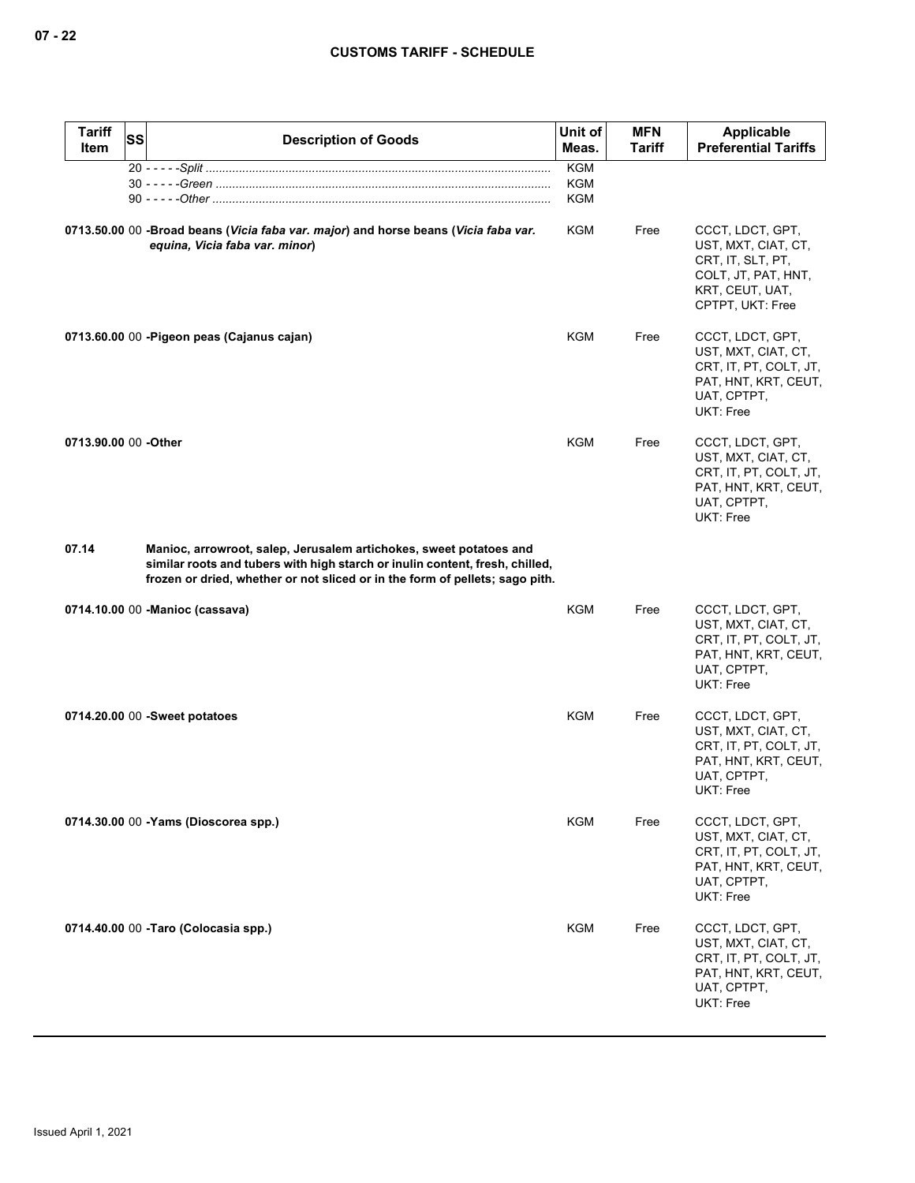| Tariff Item | SS | Description of Goods | Unit of Meas. | MFN Tariff | Applicable Preferential Tariffs |
|---|---|---|---|---|---|
| | 20 | - - - - -*Split* | KGM | | |
| | 30 | - - - - -*Green* | KGM | | |
| | 90 | - - - - -*Other* | KGM | | |
| 0713.50.00 | 00 | **-Broad beans (*Vicia faba var. major*) and horse beans (*Vicia faba var. equina, Vicia faba var. minor*)** | KGM | Free | CCCT, LDCT, GPT, UST, MXT, CIAT, CT, CRT, IT, SLT, PT, COLT, JT, PAT, HNT, KRT, CEUT, UAT, CPTPT, UKT: Free |
| 0713.60.00 | 00 | **-Pigeon peas (Cajanus cajan)** | KGM | Free | CCCT, LDCT, GPT, UST, MXT, CIAT, CT, CRT, IT, PT, COLT, JT, PAT, HNT, KRT, CEUT, UAT, CPTPT, UKT: Free |
| 0713.90.00 | 00 | **-Other** | KGM | Free | CCCT, LDCT, GPT, UST, MXT, CIAT, CT, CRT, IT, PT, COLT, JT, PAT, HNT, KRT, CEUT, UAT, CPTPT, UKT: Free |
| **07.14** | | **Manioc, arrowroot, salep, Jerusalem artichokes, sweet potatoes and similar roots and tubers with high starch or inulin content, fresh, chilled, frozen or dried, whether or not sliced or in the form of pellets; sago pith.** | | | |
| 0714.10.00 | 00 | **-Manioc (cassava)** | KGM | Free | CCCT, LDCT, GPT, UST, MXT, CIAT, CT, CRT, IT, PT, COLT, JT, PAT, HNT, KRT, CEUT, UAT, CPTPT, UKT: Free |
| 0714.20.00 | 00 | **-Sweet potatoes** | KGM | Free | CCCT, LDCT, GPT, UST, MXT, CIAT, CT, CRT, IT, PT, COLT, JT, PAT, HNT, KRT, CEUT, UAT, CPTPT, UKT: Free |
| 0714.30.00 | 00 | **-Yams (Dioscorea spp.)** | KGM | Free | CCCT, LDCT, GPT, UST, MXT, CIAT, CT, CRT, IT, PT, COLT, JT, PAT, HNT, KRT, CEUT, UAT, CPTPT, UKT: Free |
| 0714.40.00 | 00 | **-Taro (Colocasia spp.)** | KGM | Free | CCCT, LDCT, GPT, UST, MXT, CIAT, CT, CRT, IT, PT, COLT, JT, PAT, HNT, KRT, CEUT, UAT, CPTPT, UKT: Free |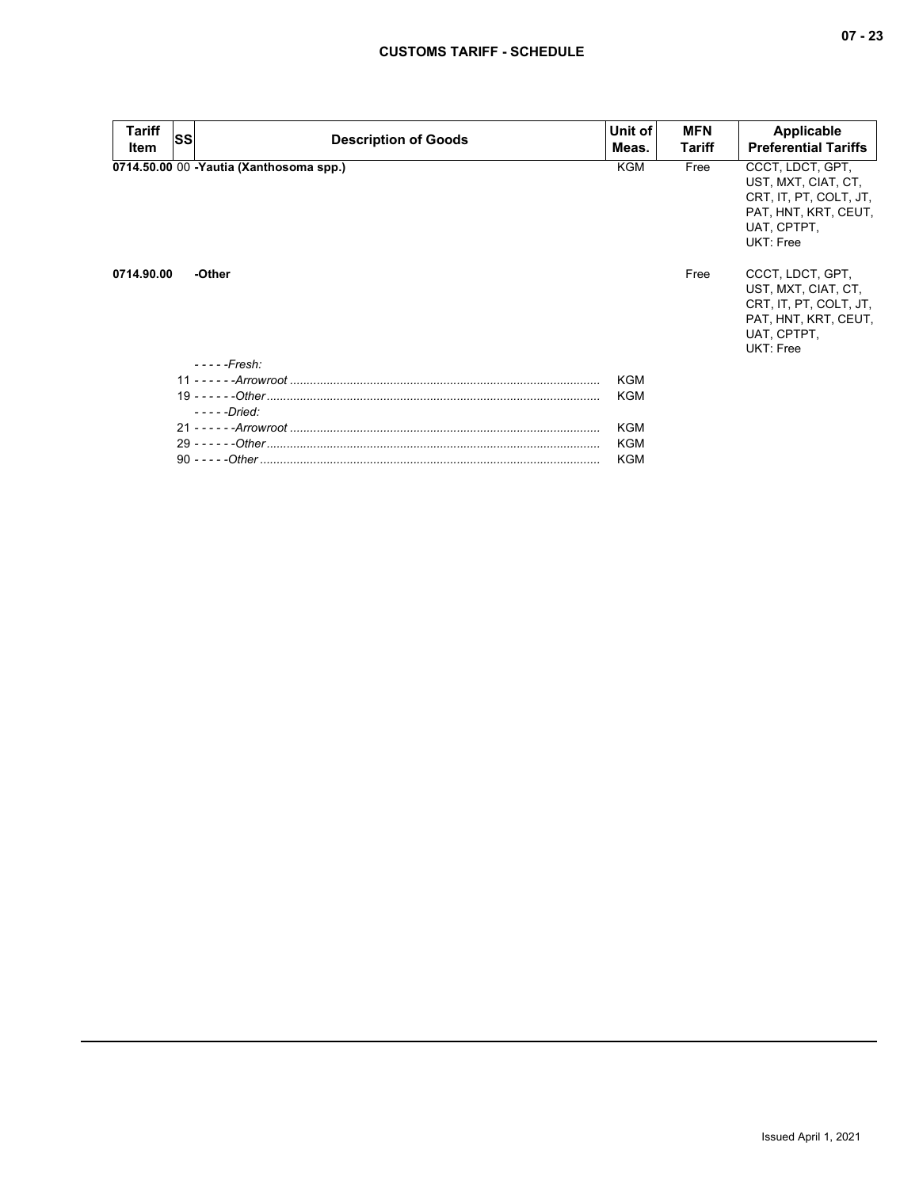| Tariff Item | SS | Description of Goods | Unit of Meas. | MFN Tariff | Applicable Preferential Tariffs |
|---|---|---|---|---|---|
| **0714.50.00** | 00 | **-Yautia (Xanthosoma spp.)** | KGM | Free | CCCT, LDCT, GPT, UST, MXT, CIAT, CT, CRT, IT, PT, COLT, JT, PAT, HNT, KRT, CEUT, UAT, CPTPT, UKT: Free |
| **0714.90.00** | | **-Other** | | Free | CCCT, LDCT, GPT, UST, MXT, CIAT, CT, CRT, IT, PT, COLT, JT, PAT, HNT, KRT, CEUT, UAT, CPTPT, UKT: Free |
| | | *- - - - -Fresh:* | | | |
| | 11 | - - - - - -*Arrowroot* | KGM | | |
| | 19 | - - - - - -*Other* | KGM | | |
| | | *- - - - -Dried:* | | | |
| | 21 | - - - - - -*Arrowroot* | KGM | | |
| | 29 | - - - - - -*Other* | KGM | | |
| | 90 | - - - - -*Other* | KGM | | |